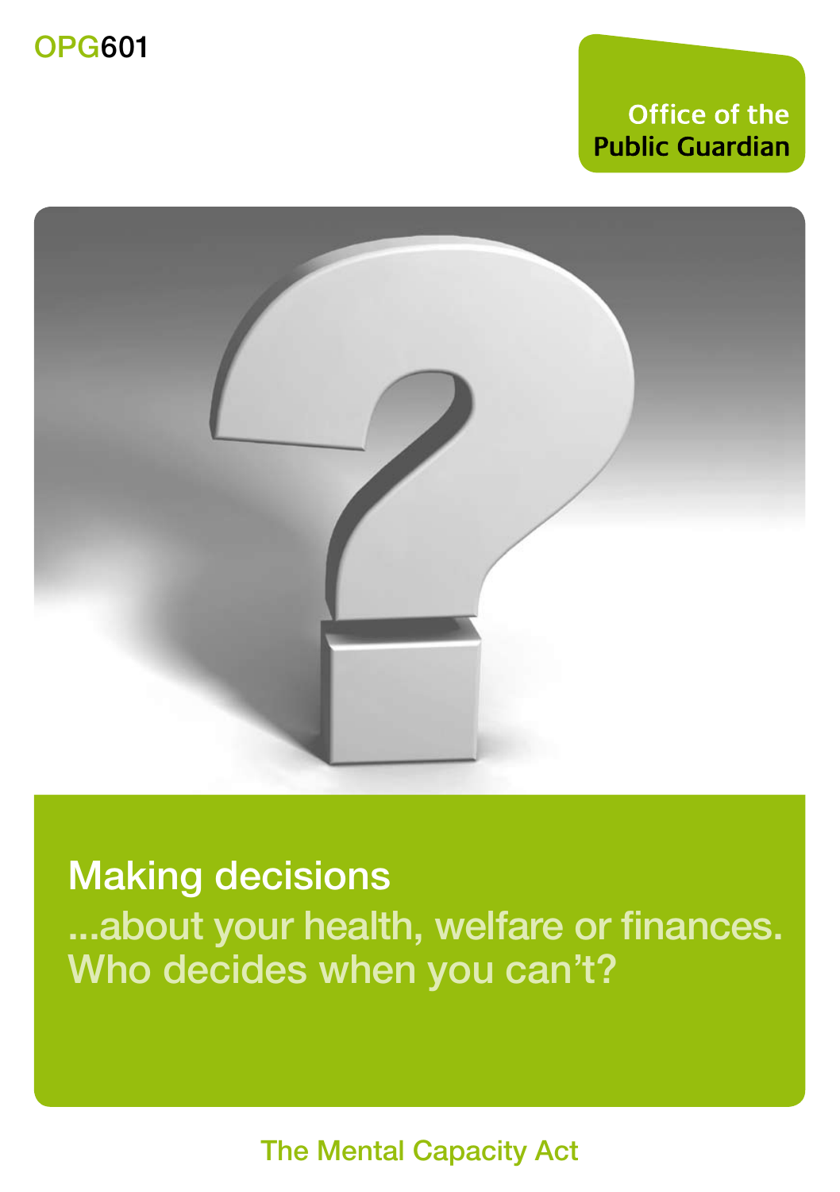OPG601

Office of the
Public Guardian

# Making decisions

## ...about your health, welfare or finances. Who decides when you can't?

The Mental Capacity Act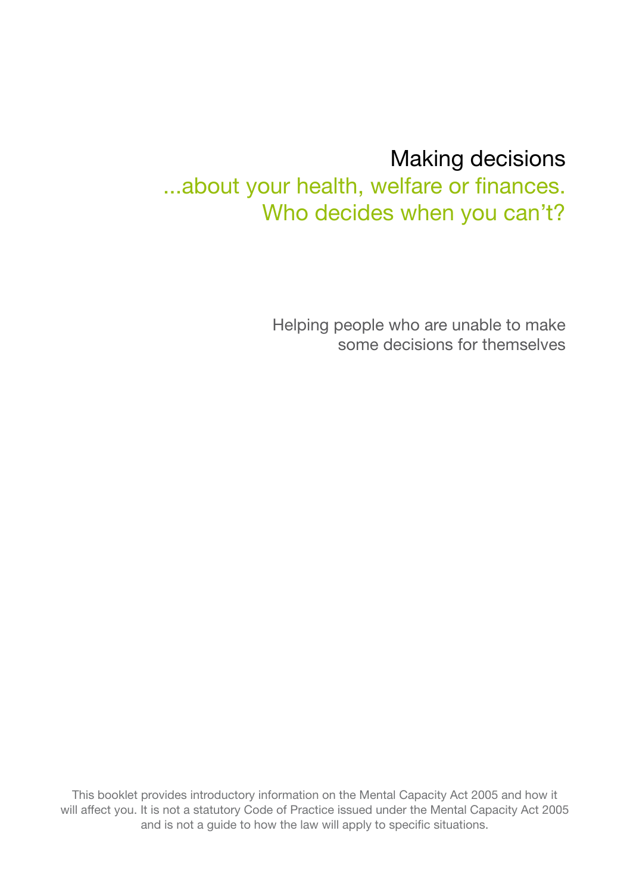# Making decisions

## ...about your health, welfare or finances. Who decides when you can't?

Helping people who are unable to make some decisions for themselves

This booklet provides introductory information on the Mental Capacity Act 2005 and how it will affect you. It is not a statutory Code of Practice issued under the Mental Capacity Act 2005 and is not a guide to how the law will apply to specific situations.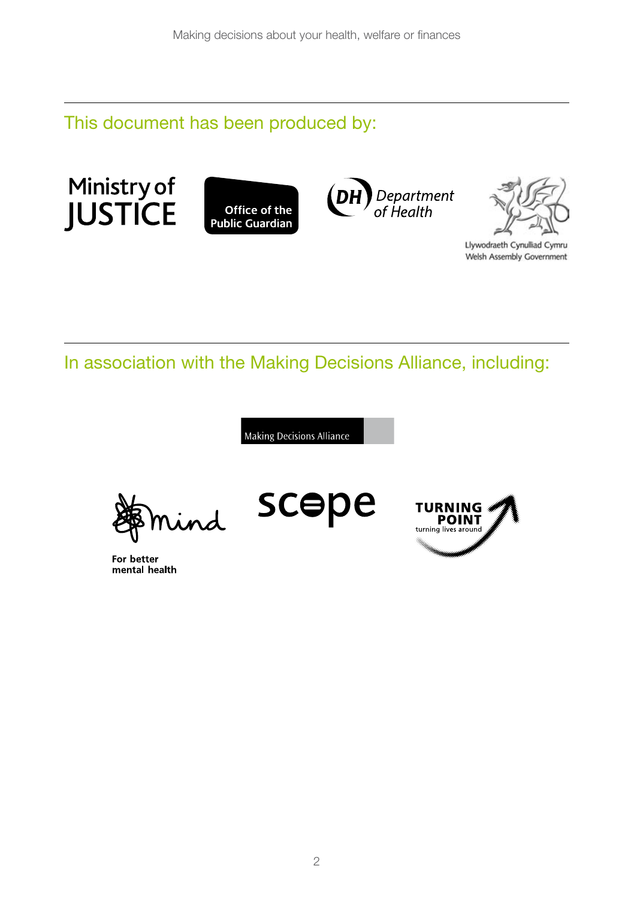This document has been produced by:

Ministry of JUSTICE

Office of the Public Guardian

DH Department of Health

Llywodraeth Cynulliad Cymru
Welsh Assembly Government

In association with the Making Decisions Alliance, including:

Making Decisions Alliance

mind

For better mental health

scope

TURNING POINT
turning lives around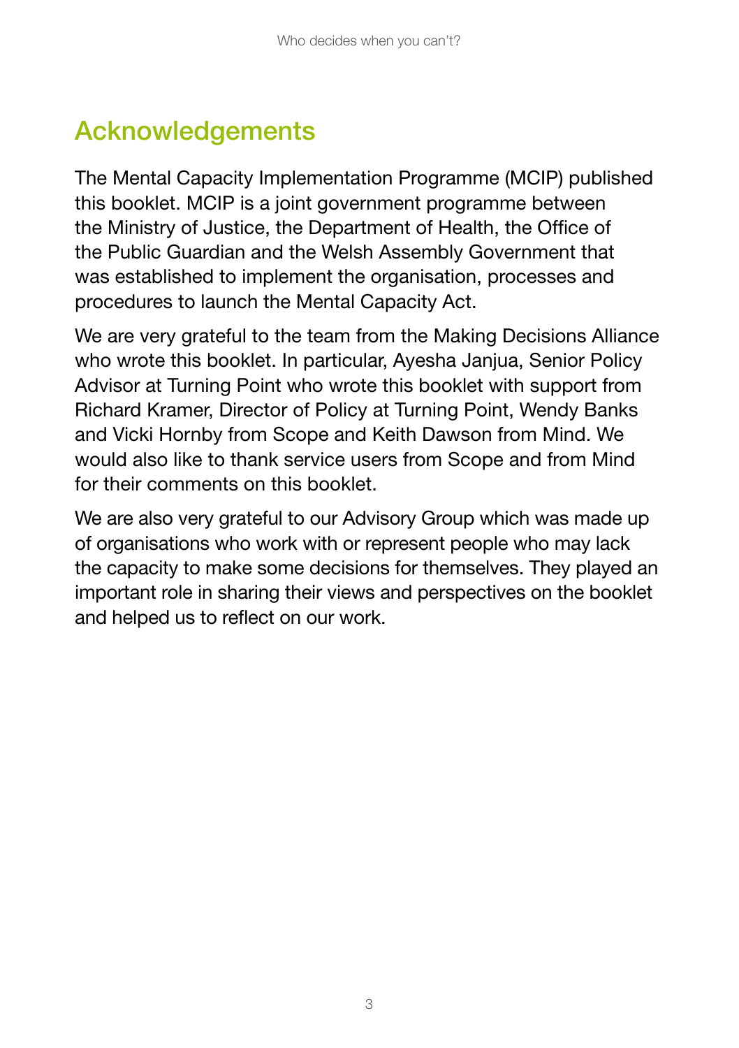# Acknowledgements

The Mental Capacity Implementation Programme (MCIP) published this booklet. MCIP is a joint government programme between the Ministry of Justice, the Department of Health, the Office of the Public Guardian and the Welsh Assembly Government that was established to implement the organisation, processes and procedures to launch the Mental Capacity Act.

We are very grateful to the team from the Making Decisions Alliance who wrote this booklet. In particular, Ayesha Janjua, Senior Policy Advisor at Turning Point who wrote this booklet with support from Richard Kramer, Director of Policy at Turning Point, Wendy Banks and Vicki Hornby from Scope and Keith Dawson from Mind. We would also like to thank service users from Scope and from Mind for their comments on this booklet.

We are also very grateful to our Advisory Group which was made up of organisations who work with or represent people who may lack the capacity to make some decisions for themselves. They played an important role in sharing their views and perspectives on the booklet and helped us to reflect on our work.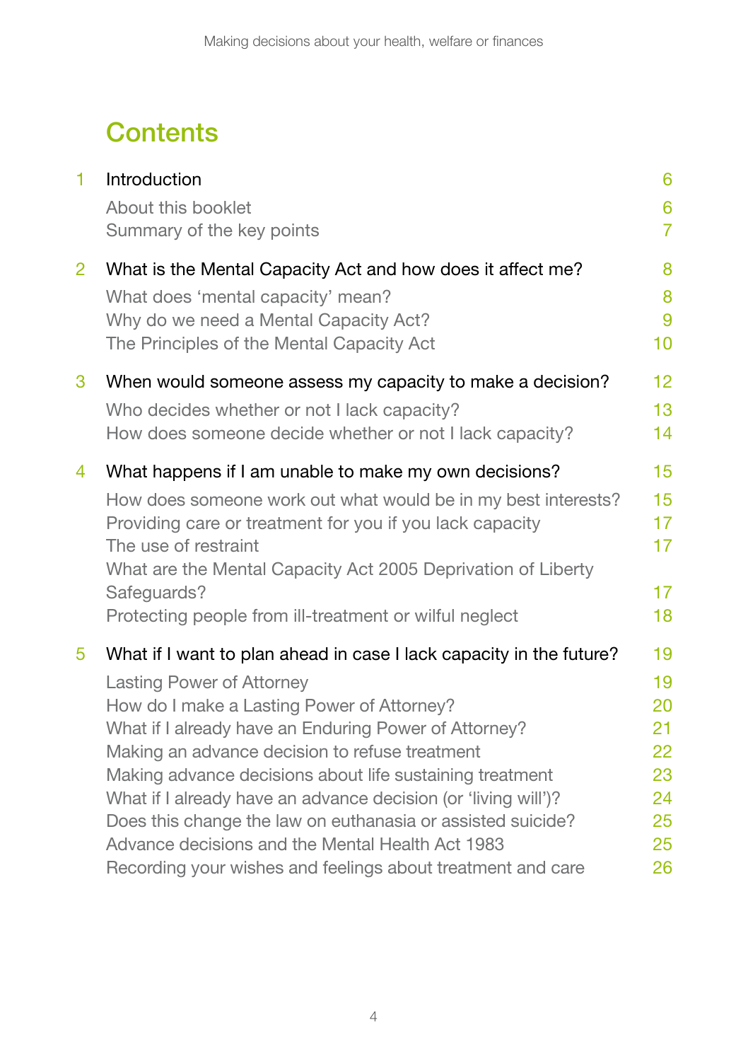# Contents

| | | |
|---|---|---|
| 1 | Introduction | 6 |
| | About this booklet | 6 |
| | Summary of the key points | 7 |
| 2 | What is the Mental Capacity Act and how does it affect me? | 8 |
| | What does 'mental capacity' mean? | 8 |
| | Why do we need a Mental Capacity Act? | 9 |
| | The Principles of the Mental Capacity Act | 10 |
| 3 | When would someone assess my capacity to make a decision? | 12 |
| | Who decides whether or not I lack capacity? | 13 |
| | How does someone decide whether or not I lack capacity? | 14 |
| 4 | What happens if I am unable to make my own decisions? | 15 |
| | How does someone work out what would be in my best interests? | 15 |
| | Providing care or treatment for you if you lack capacity | 17 |
| | The use of restraint | 17 |
| | What are the Mental Capacity Act 2005 Deprivation of Liberty Safeguards? | 17 |
| | Protecting people from ill-treatment or wilful neglect | 18 |
| 5 | What if I want to plan ahead in case I lack capacity in the future? | 19 |
| | Lasting Power of Attorney | 19 |
| | How do I make a Lasting Power of Attorney? | 20 |
| | What if I already have an Enduring Power of Attorney? | 21 |
| | Making an advance decision to refuse treatment | 22 |
| | Making advance decisions about life sustaining treatment | 23 |
| | What if I already have an advance decision (or 'living will')? | 24 |
| | Does this change the law on euthanasia or assisted suicide? | 25 |
| | Advance decisions and the Mental Health Act 1983 | 25 |
| | Recording your wishes and feelings about treatment and care | 26 |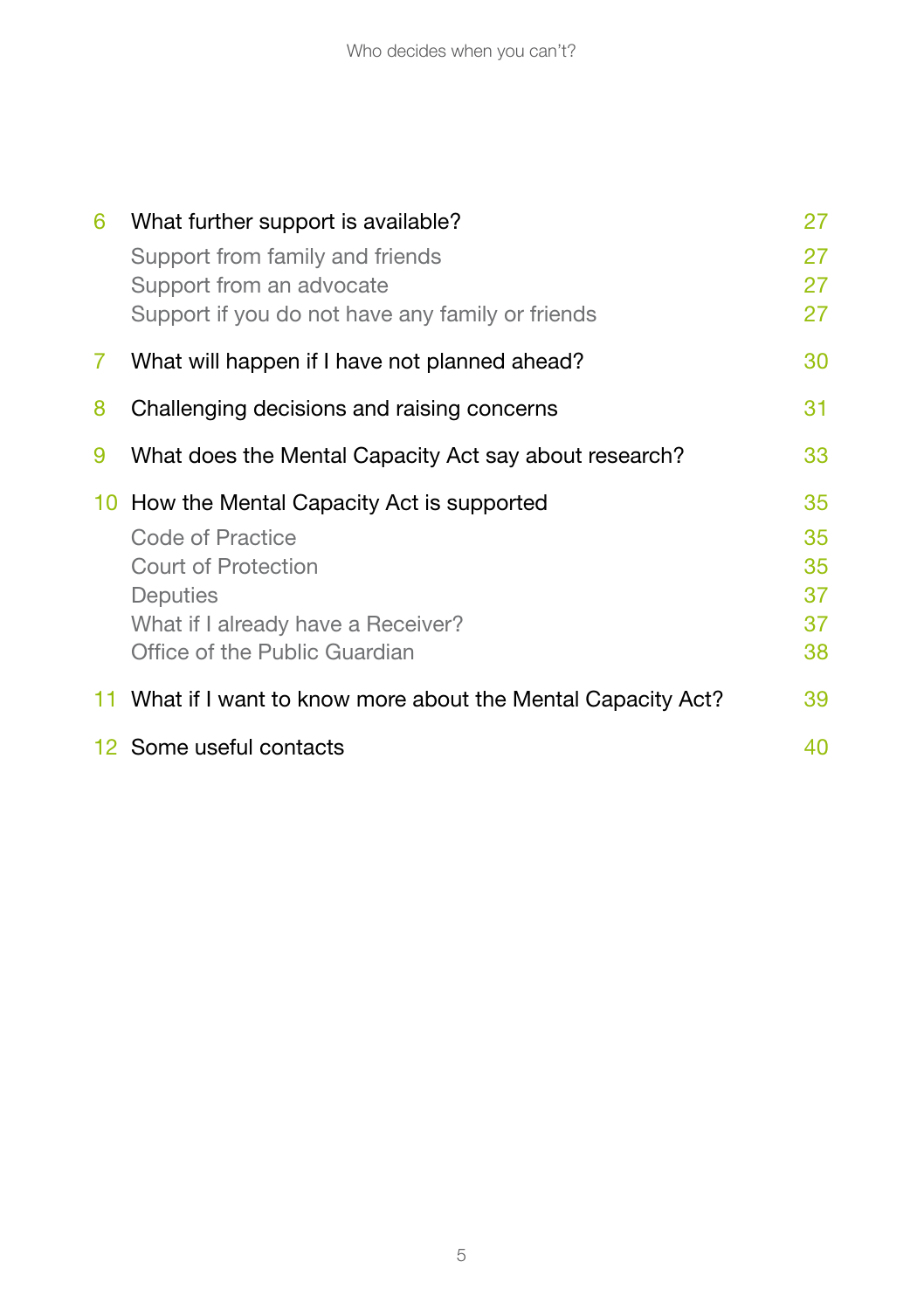| | | |
|---|---|---|
| 6 | What further support is available? | 27 |
| | Support from family and friends | 27 |
| | Support from an advocate | 27 |
| | Support if you do not have any family or friends | 27 |
| 7 | What will happen if I have not planned ahead? | 30 |
| 8 | Challenging decisions and raising concerns | 31 |
| 9 | What does the Mental Capacity Act say about research? | 33 |
| 10 | How the Mental Capacity Act is supported | 35 |
| | Code of Practice | 35 |
| | Court of Protection | 35 |
| | Deputies | 37 |
| | What if I already have a Receiver? | 37 |
| | Office of the Public Guardian | 38 |
| 11 | What if I want to know more about the Mental Capacity Act? | 39 |
| 12 | Some useful contacts | 40 |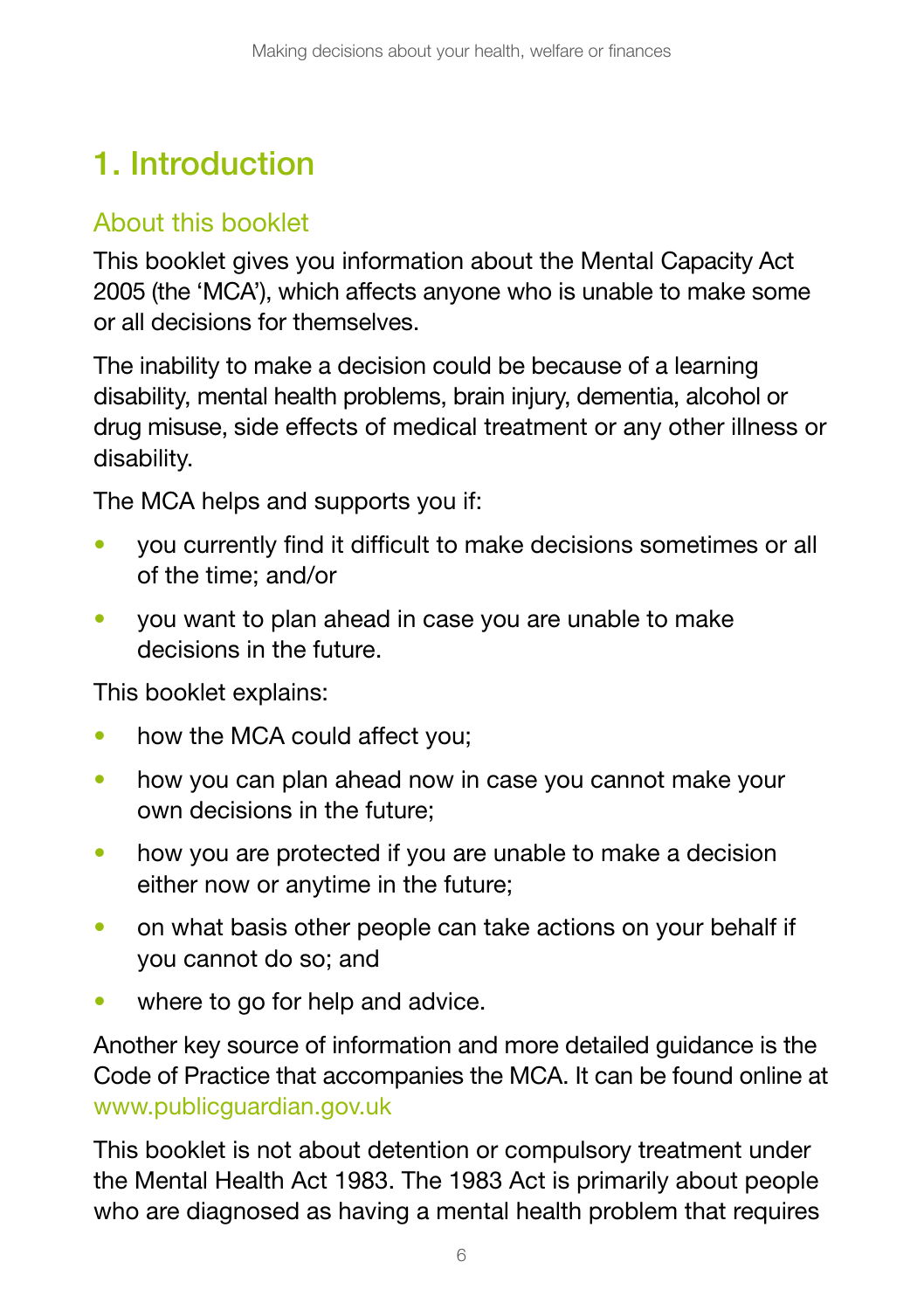# 1. Introduction

## About this booklet

This booklet gives you information about the Mental Capacity Act 2005 (the 'MCA'), which affects anyone who is unable to make some or all decisions for themselves.

The inability to make a decision could be because of a learning disability, mental health problems, brain injury, dementia, alcohol or drug misuse, side effects of medical treatment or any other illness or disability.

The MCA helps and supports you if:

- you currently find it difficult to make decisions sometimes or all of the time; and/or
- you want to plan ahead in case you are unable to make decisions in the future.

This booklet explains:

- how the MCA could affect you;
- how you can plan ahead now in case you cannot make your own decisions in the future;
- how you are protected if you are unable to make a decision either now or anytime in the future;
- on what basis other people can take actions on your behalf if you cannot do so; and
- where to go for help and advice.

Another key source of information and more detailed guidance is the Code of Practice that accompanies the MCA. It can be found online at www.publicguardian.gov.uk

This booklet is not about detention or compulsory treatment under the Mental Health Act 1983. The 1983 Act is primarily about people who are diagnosed as having a mental health problem that requires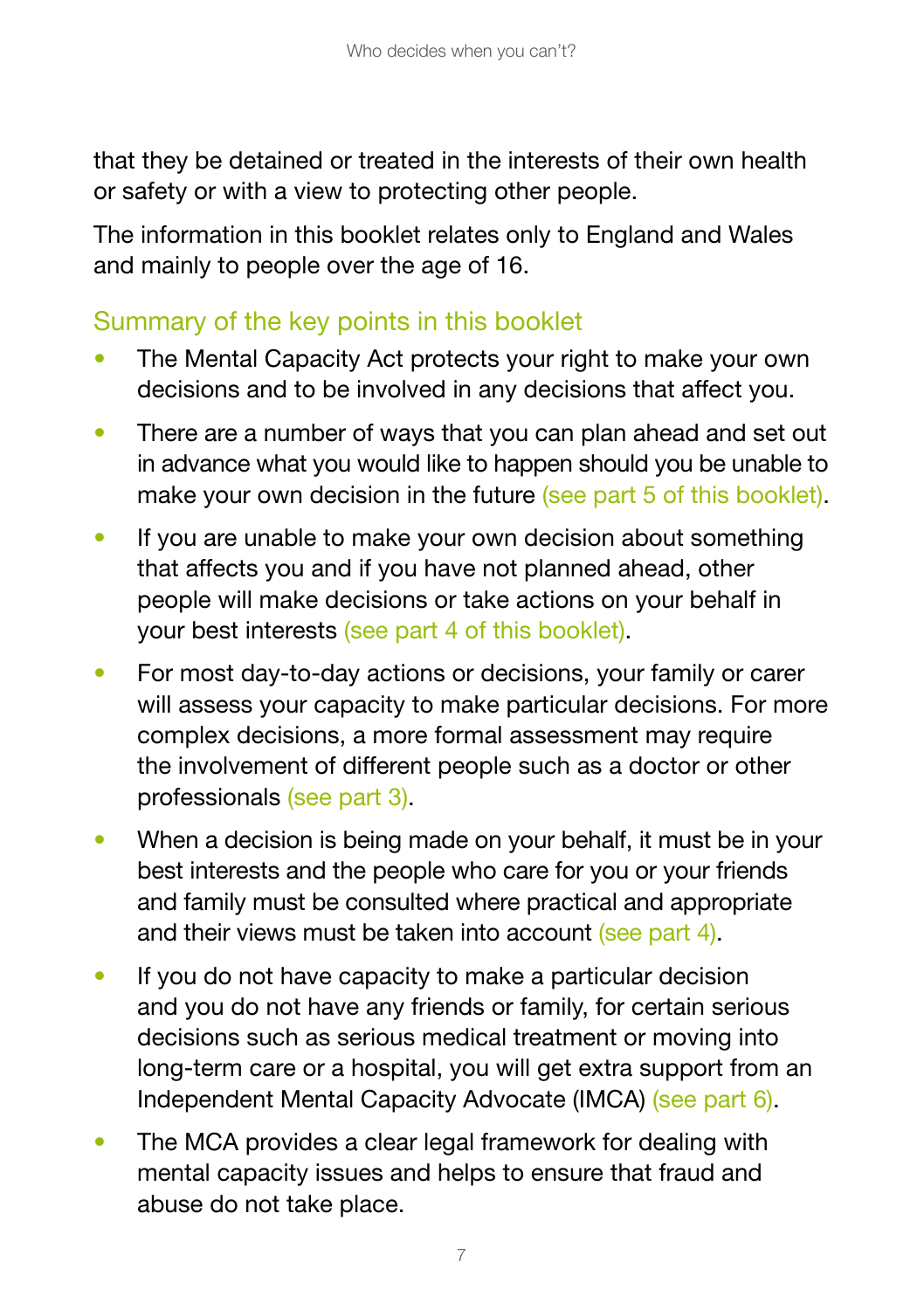that they be detained or treated in the interests of their own health or safety or with a view to protecting other people.

The information in this booklet relates only to England and Wales and mainly to people over the age of 16.

## Summary of the key points in this booklet

- The Mental Capacity Act protects your right to make your own decisions and to be involved in any decisions that affect you.
- There are a number of ways that you can plan ahead and set out in advance what you would like to happen should you be unable to make your own decision in the future (see part 5 of this booklet).
- If you are unable to make your own decision about something that affects you and if you have not planned ahead, other people will make decisions or take actions on your behalf in your best interests (see part 4 of this booklet).
- For most day-to-day actions or decisions, your family or carer will assess your capacity to make particular decisions. For more complex decisions, a more formal assessment may require the involvement of different people such as a doctor or other professionals (see part 3).
- When a decision is being made on your behalf, it must be in your best interests and the people who care for you or your friends and family must be consulted where practical and appropriate and their views must be taken into account (see part 4).
- If you do not have capacity to make a particular decision and you do not have any friends or family, for certain serious decisions such as serious medical treatment or moving into long-term care or a hospital, you will get extra support from an Independent Mental Capacity Advocate (IMCA) (see part 6).
- The MCA provides a clear legal framework for dealing with mental capacity issues and helps to ensure that fraud and abuse do not take place.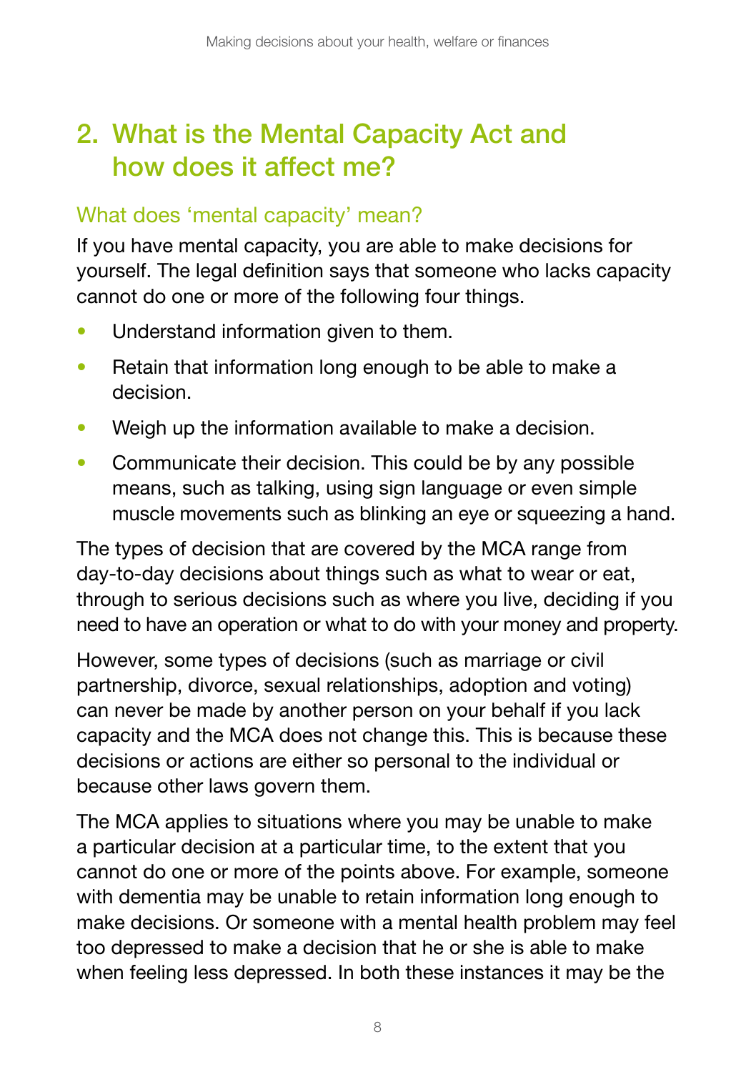## 2. What is the Mental Capacity Act and how does it affect me?

### What does 'mental capacity' mean?

If you have mental capacity, you are able to make decisions for yourself. The legal definition says that someone who lacks capacity cannot do one or more of the following four things.

- Understand information given to them.
- Retain that information long enough to be able to make a decision.
- Weigh up the information available to make a decision.
- Communicate their decision. This could be by any possible means, such as talking, using sign language or even simple muscle movements such as blinking an eye or squeezing a hand.

The types of decision that are covered by the MCA range from day-to-day decisions about things such as what to wear or eat, through to serious decisions such as where you live, deciding if you need to have an operation or what to do with your money and property.

However, some types of decisions (such as marriage or civil partnership, divorce, sexual relationships, adoption and voting) can never be made by another person on your behalf if you lack capacity and the MCA does not change this. This is because these decisions or actions are either so personal to the individual or because other laws govern them.

The MCA applies to situations where you may be unable to make a particular decision at a particular time, to the extent that you cannot do one or more of the points above. For example, someone with dementia may be unable to retain information long enough to make decisions. Or someone with a mental health problem may feel too depressed to make a decision that he or she is able to make when feeling less depressed. In both these instances it may be the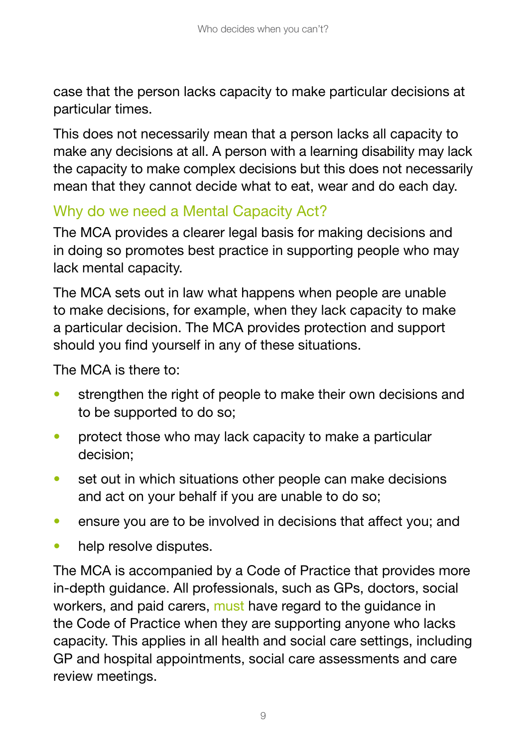case that the person lacks capacity to make particular decisions at particular times.

This does not necessarily mean that a person lacks all capacity to make any decisions at all. A person with a learning disability may lack the capacity to make complex decisions but this does not necessarily mean that they cannot decide what to eat, wear and do each day.

## Why do we need a Mental Capacity Act?

The MCA provides a clearer legal basis for making decisions and in doing so promotes best practice in supporting people who may lack mental capacity.

The MCA sets out in law what happens when people are unable to make decisions, for example, when they lack capacity to make a particular decision. The MCA provides protection and support should you find yourself in any of these situations.

The MCA is there to:

- strengthen the right of people to make their own decisions and to be supported to do so;
- protect those who may lack capacity to make a particular decision;
- set out in which situations other people can make decisions and act on your behalf if you are unable to do so;
- ensure you are to be involved in decisions that affect you; and
- help resolve disputes.

The MCA is accompanied by a Code of Practice that provides more in-depth guidance. All professionals, such as GPs, doctors, social workers, and paid carers, **must** have regard to the guidance in the Code of Practice when they are supporting anyone who lacks capacity. This applies in all health and social care settings, including GP and hospital appointments, social care assessments and care review meetings.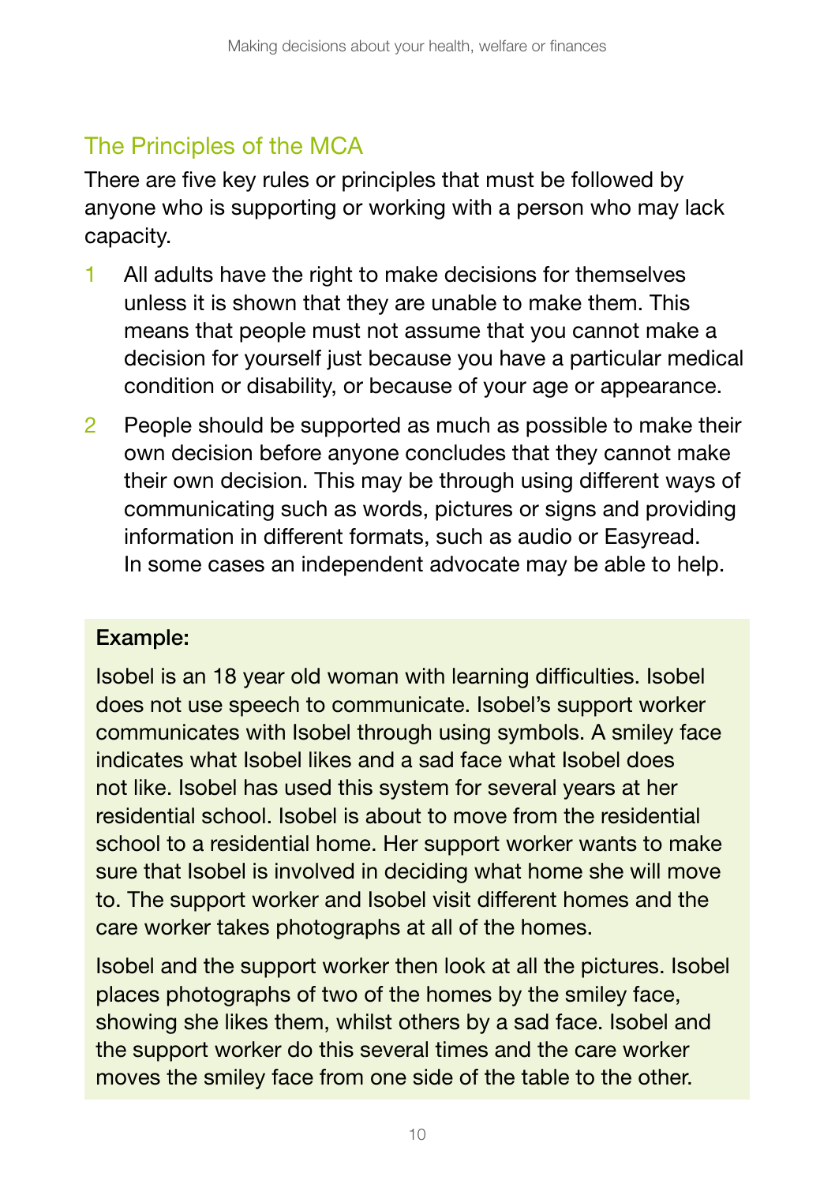## The Principles of the MCA

There are five key rules or principles that must be followed by anyone who is supporting or working with a person who may lack capacity.

1. All adults have the right to make decisions for themselves unless it is shown that they are unable to make them. This means that people must not assume that you cannot make a decision for yourself just because you have a particular medical condition or disability, or because of your age or appearance.
2. People should be supported as much as possible to make their own decision before anyone concludes that they cannot make their own decision. This may be through using different ways of communicating such as words, pictures or signs and providing information in different formats, such as audio or Easyread. In some cases an independent advocate may be able to help.

**Example:**

Isobel is an 18 year old woman with learning difficulties. Isobel does not use speech to communicate. Isobel's support worker communicates with Isobel through using symbols. A smiley face indicates what Isobel likes and a sad face what Isobel does not like. Isobel has used this system for several years at her residential school. Isobel is about to move from the residential school to a residential home. Her support worker wants to make sure that Isobel is involved in deciding what home she will move to. The support worker and Isobel visit different homes and the care worker takes photographs at all of the homes.

Isobel and the support worker then look at all the pictures. Isobel places photographs of two of the homes by the smiley face, showing she likes them, whilst others by a sad face. Isobel and the support worker do this several times and the care worker moves the smiley face from one side of the table to the other.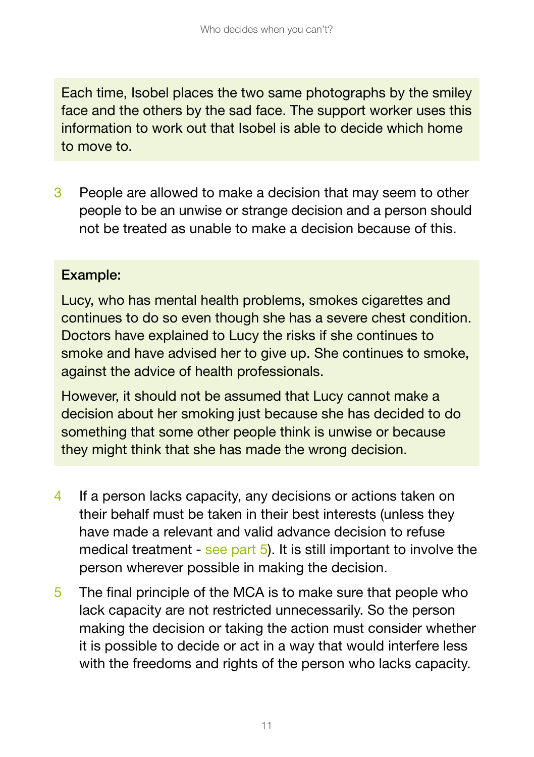Each time, Isobel places the two same photographs by the smiley face and the others by the sad face. The support worker uses this information to work out that Isobel is able to decide which home to move to.

3. People are allowed to make a decision that may seem to other people to be an unwise or strange decision and a person should not be treated as unable to make a decision because of this.

**Example:**

Lucy, who has mental health problems, smokes cigarettes and continues to do so even though she has a severe chest condition. Doctors have explained to Lucy the risks if she continues to smoke and have advised her to give up. She continues to smoke, against the advice of health professionals.

However, it should not be assumed that Lucy cannot make a decision about her smoking just because she has decided to do something that some other people think is unwise or because they might think that she has made the wrong decision.

4. If a person lacks capacity, any decisions or actions taken on their behalf must be taken in their best interests (unless they have made a relevant and valid advance decision to refuse medical treatment - see part 5). It is still important to involve the person wherever possible in making the decision.

5. The final principle of the MCA is to make sure that people who lack capacity are not restricted unnecessarily. So the person making the decision or taking the action must consider whether it is possible to decide or act in a way that would interfere less with the freedoms and rights of the person who lacks capacity.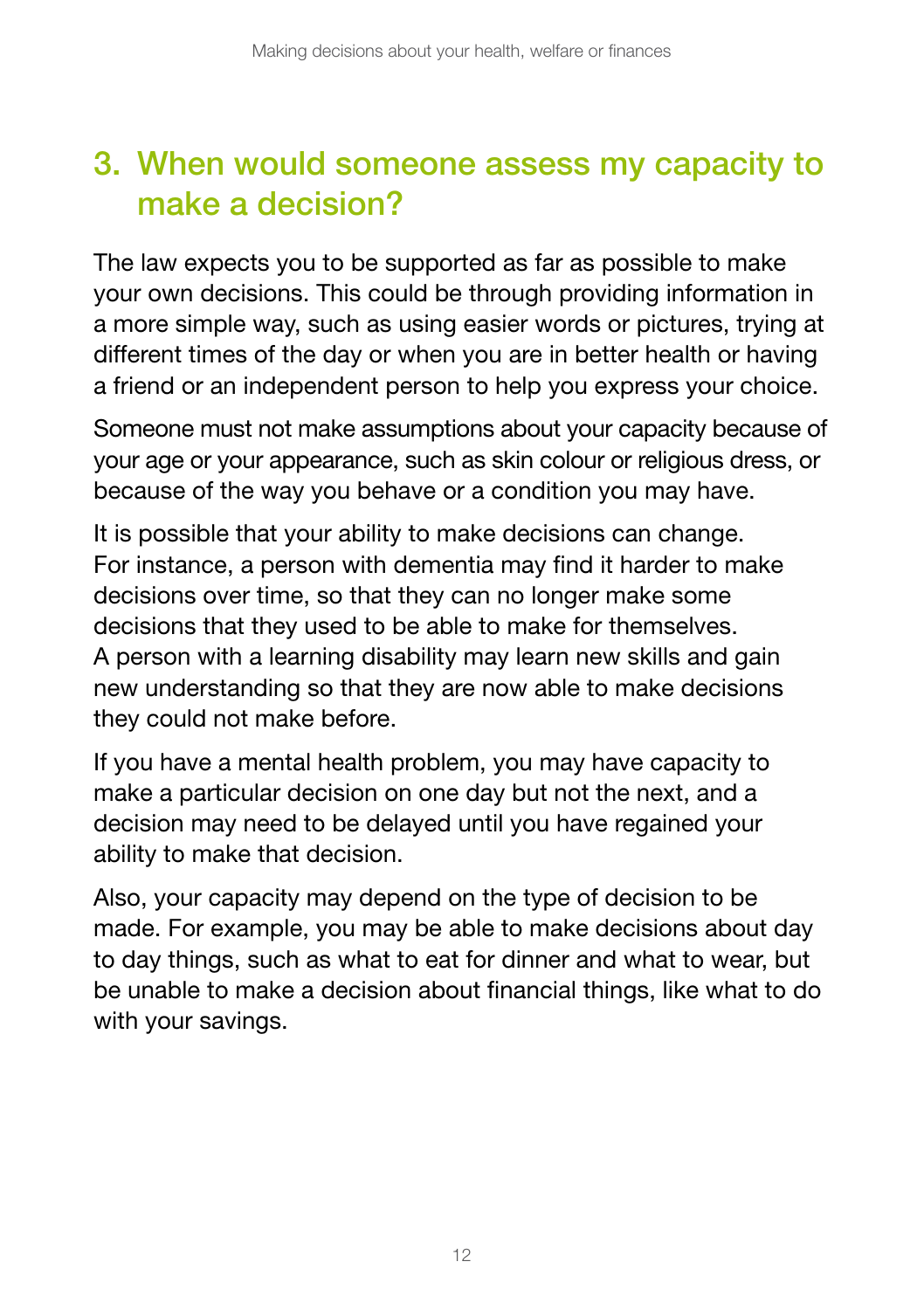## 3. When would someone assess my capacity to make a decision?

The law expects you to be supported as far as possible to make your own decisions. This could be through providing information in a more simple way, such as using easier words or pictures, trying at different times of the day or when you are in better health or having a friend or an independent person to help you express your choice.

Someone must not make assumptions about your capacity because of your age or your appearance, such as skin colour or religious dress, or because of the way you behave or a condition you may have.

It is possible that your ability to make decisions can change. For instance, a person with dementia may find it harder to make decisions over time, so that they can no longer make some decisions that they used to be able to make for themselves. A person with a learning disability may learn new skills and gain new understanding so that they are now able to make decisions they could not make before.

If you have a mental health problem, you may have capacity to make a particular decision on one day but not the next, and a decision may need to be delayed until you have regained your ability to make that decision.

Also, your capacity may depend on the type of decision to be made. For example, you may be able to make decisions about day to day things, such as what to eat for dinner and what to wear, but be unable to make a decision about financial things, like what to do with your savings.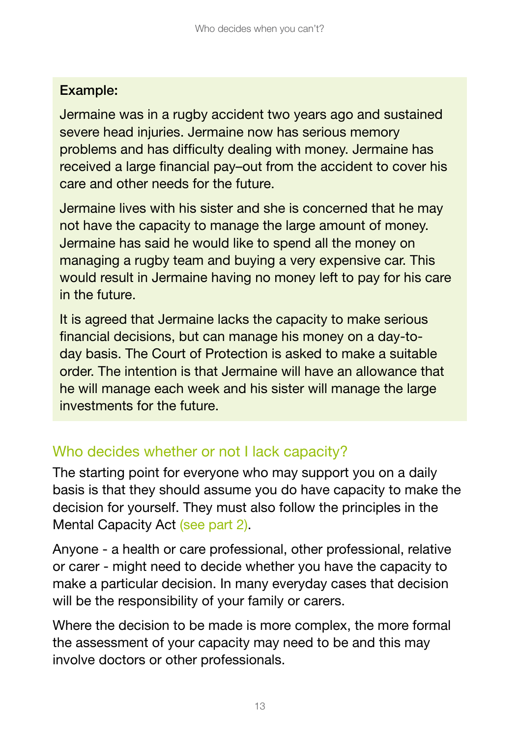**Example:**

Jermaine was in a rugby accident two years ago and sustained severe head injuries. Jermaine now has serious memory problems and has difficulty dealing with money. Jermaine has received a large financial pay–out from the accident to cover his care and other needs for the future.

Jermaine lives with his sister and she is concerned that he may not have the capacity to manage the large amount of money. Jermaine has said he would like to spend all the money on managing a rugby team and buying a very expensive car. This would result in Jermaine having no money left to pay for his care in the future.

It is agreed that Jermaine lacks the capacity to make serious financial decisions, but can manage his money on a day-to-day basis. The Court of Protection is asked to make a suitable order. The intention is that Jermaine will have an allowance that he will manage each week and his sister will manage the large investments for the future.

## Who decides whether or not I lack capacity?

The starting point for everyone who may support you on a daily basis is that they should assume you do have capacity to make the decision for yourself. They must also follow the principles in the Mental Capacity Act (see part 2).

Anyone - a health or care professional, other professional, relative or carer - might need to decide whether you have the capacity to make a particular decision. In many everyday cases that decision will be the responsibility of your family or carers.

Where the decision to be made is more complex, the more formal the assessment of your capacity may need to be and this may involve doctors or other professionals.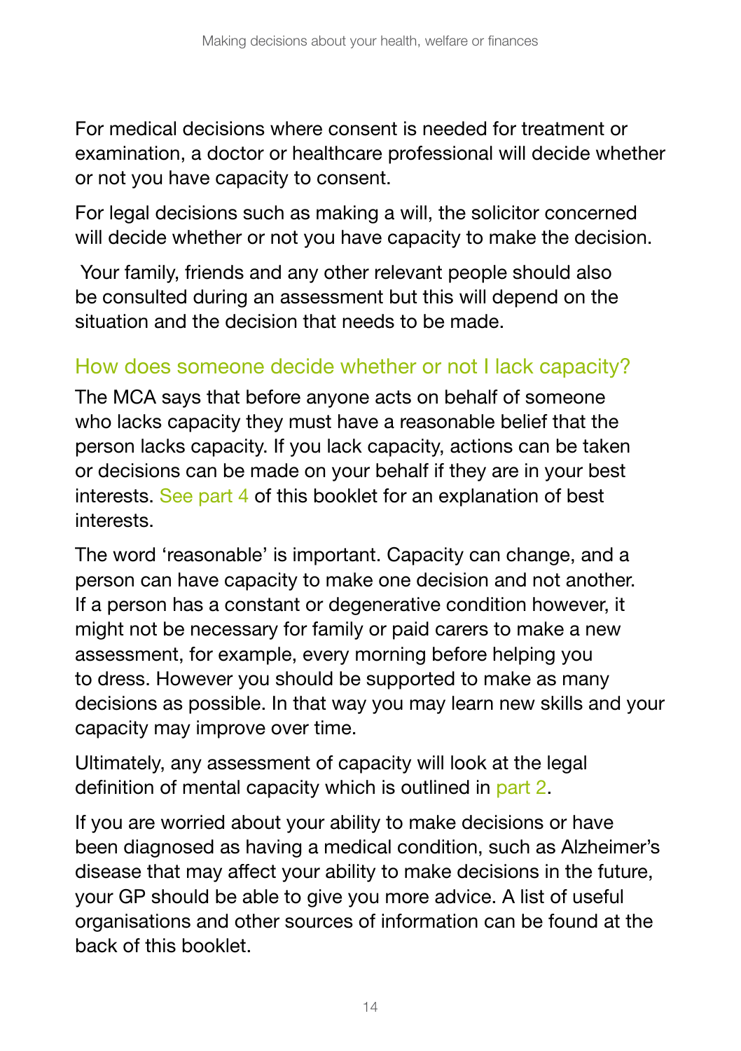For medical decisions where consent is needed for treatment or examination, a doctor or healthcare professional will decide whether or not you have capacity to consent.

For legal decisions such as making a will, the solicitor concerned will decide whether or not you have capacity to make the decision.

Your family, friends and any other relevant people should also be consulted during an assessment but this will depend on the situation and the decision that needs to be made.

## How does someone decide whether or not I lack capacity?

The MCA says that before anyone acts on behalf of someone who lacks capacity they must have a reasonable belief that the person lacks capacity. If you lack capacity, actions can be taken or decisions can be made on your behalf if they are in your best interests. See part 4 of this booklet for an explanation of best interests.

The word 'reasonable' is important. Capacity can change, and a person can have capacity to make one decision and not another. If a person has a constant or degenerative condition however, it might not be necessary for family or paid carers to make a new assessment, for example, every morning before helping you to dress. However you should be supported to make as many decisions as possible. In that way you may learn new skills and your capacity may improve over time.

Ultimately, any assessment of capacity will look at the legal definition of mental capacity which is outlined in part 2.

If you are worried about your ability to make decisions or have been diagnosed as having a medical condition, such as Alzheimer's disease that may affect your ability to make decisions in the future, your GP should be able to give you more advice. A list of useful organisations and other sources of information can be found at the back of this booklet.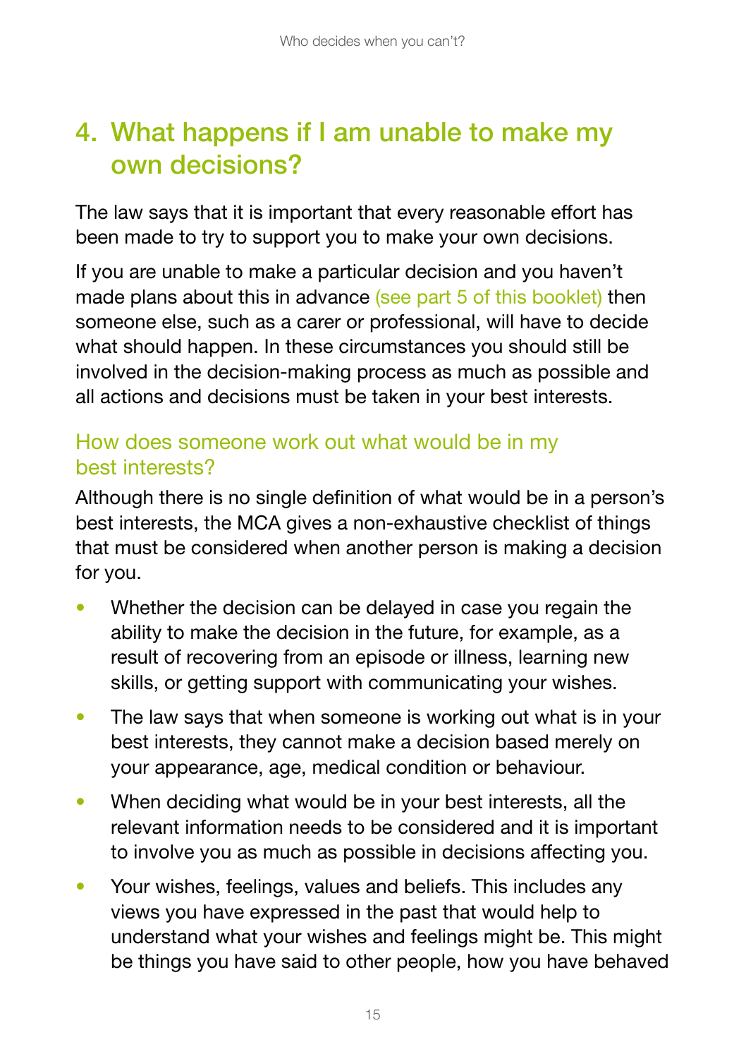## 4. What happens if I am unable to make my own decisions?

The law says that it is important that every reasonable effort has been made to try to support you to make your own decisions.

If you are unable to make a particular decision and you haven't made plans about this in advance (see part 5 of this booklet) then someone else, such as a carer or professional, will have to decide what should happen. In these circumstances you should still be involved in the decision-making process as much as possible and all actions and decisions must be taken in your best interests.

### How does someone work out what would be in my best interests?

Although there is no single definition of what would be in a person's best interests, the MCA gives a non-exhaustive checklist of things that must be considered when another person is making a decision for you.

- Whether the decision can be delayed in case you regain the ability to make the decision in the future, for example, as a result of recovering from an episode or illness, learning new skills, or getting support with communicating your wishes.
- The law says that when someone is working out what is in your best interests, they cannot make a decision based merely on your appearance, age, medical condition or behaviour.
- When deciding what would be in your best interests, all the relevant information needs to be considered and it is important to involve you as much as possible in decisions affecting you.
- Your wishes, feelings, values and beliefs. This includes any views you have expressed in the past that would help to understand what your wishes and feelings might be. This might be things you have said to other people, how you have behaved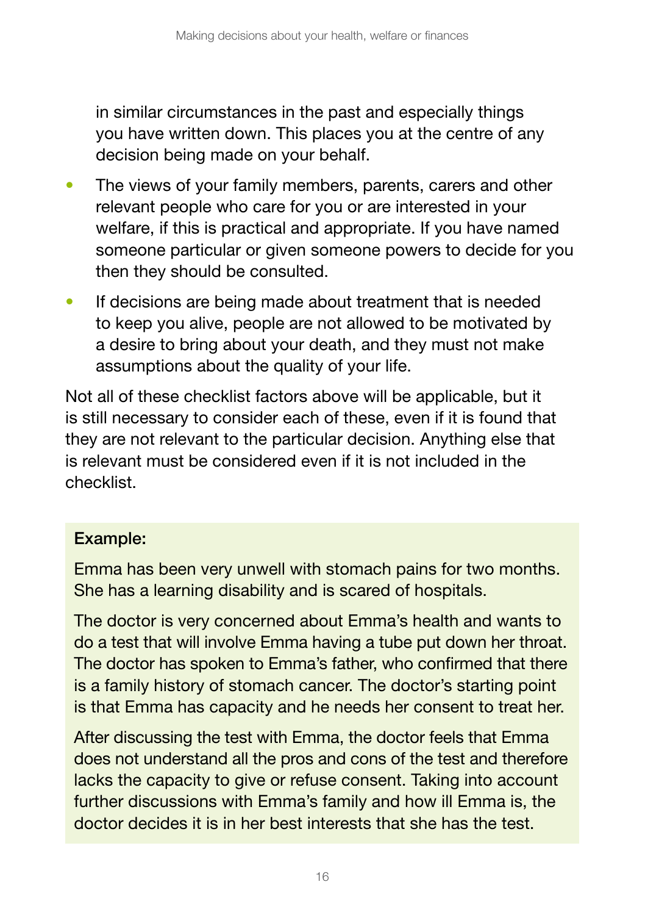in similar circumstances in the past and especially things you have written down. This places you at the centre of any decision being made on your behalf.

- The views of your family members, parents, carers and other relevant people who care for you or are interested in your welfare, if this is practical and appropriate. If you have named someone particular or given someone powers to decide for you then they should be consulted.
- If decisions are being made about treatment that is needed to keep you alive, people are not allowed to be motivated by a desire to bring about your death, and they must not make assumptions about the quality of your life.

Not all of these checklist factors above will be applicable, but it is still necessary to consider each of these, even if it is found that they are not relevant to the particular decision. Anything else that is relevant must be considered even if it is not included in the checklist.

**Example:**

Emma has been very unwell with stomach pains for two months. She has a learning disability and is scared of hospitals.

The doctor is very concerned about Emma's health and wants to do a test that will involve Emma having a tube put down her throat. The doctor has spoken to Emma's father, who confirmed that there is a family history of stomach cancer. The doctor's starting point is that Emma has capacity and he needs her consent to treat her.

After discussing the test with Emma, the doctor feels that Emma does not understand all the pros and cons of the test and therefore lacks the capacity to give or refuse consent. Taking into account further discussions with Emma's family and how ill Emma is, the doctor decides it is in her best interests that she has the test.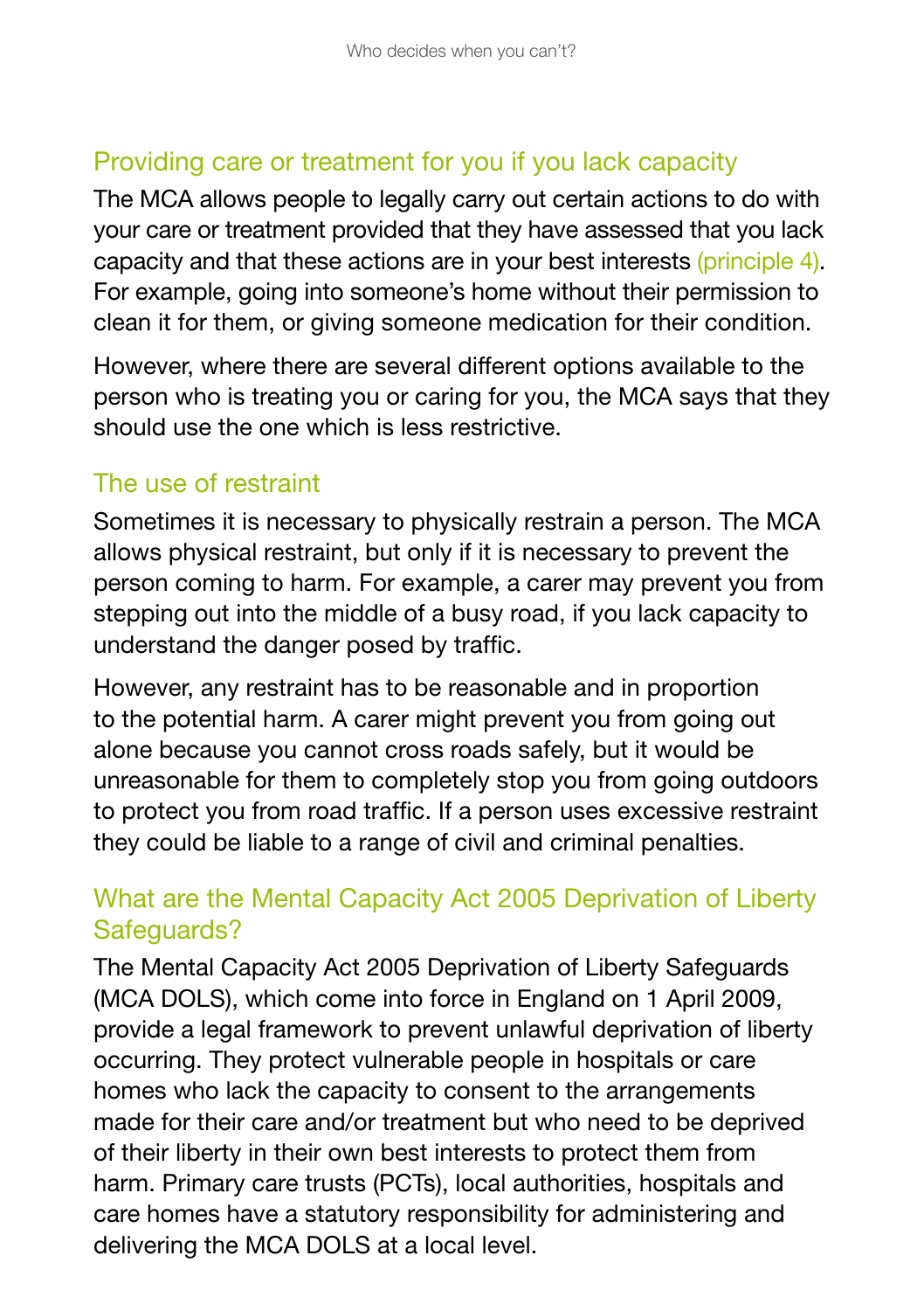## Providing care or treatment for you if you lack capacity

The MCA allows people to legally carry out certain actions to do with your care or treatment provided that they have assessed that you lack capacity and that these actions are in your best interests (principle 4). For example, going into someone's home without their permission to clean it for them, or giving someone medication for their condition.

However, where there are several different options available to the person who is treating you or caring for you, the MCA says that they should use the one which is less restrictive.

## The use of restraint

Sometimes it is necessary to physically restrain a person. The MCA allows physical restraint, but only if it is necessary to prevent the person coming to harm. For example, a carer may prevent you from stepping out into the middle of a busy road, if you lack capacity to understand the danger posed by traffic.

However, any restraint has to be reasonable and in proportion to the potential harm. A carer might prevent you from going out alone because you cannot cross roads safely, but it would be unreasonable for them to completely stop you from going outdoors to protect you from road traffic. If a person uses excessive restraint they could be liable to a range of civil and criminal penalties.

## What are the Mental Capacity Act 2005 Deprivation of Liberty Safeguards?

The Mental Capacity Act 2005 Deprivation of Liberty Safeguards (MCA DOLS), which come into force in England on 1 April 2009, provide a legal framework to prevent unlawful deprivation of liberty occurring. They protect vulnerable people in hospitals or care homes who lack the capacity to consent to the arrangements made for their care and/or treatment but who need to be deprived of their liberty in their own best interests to protect them from harm. Primary care trusts (PCTs), local authorities, hospitals and care homes have a statutory responsibility for administering and delivering the MCA DOLS at a local level.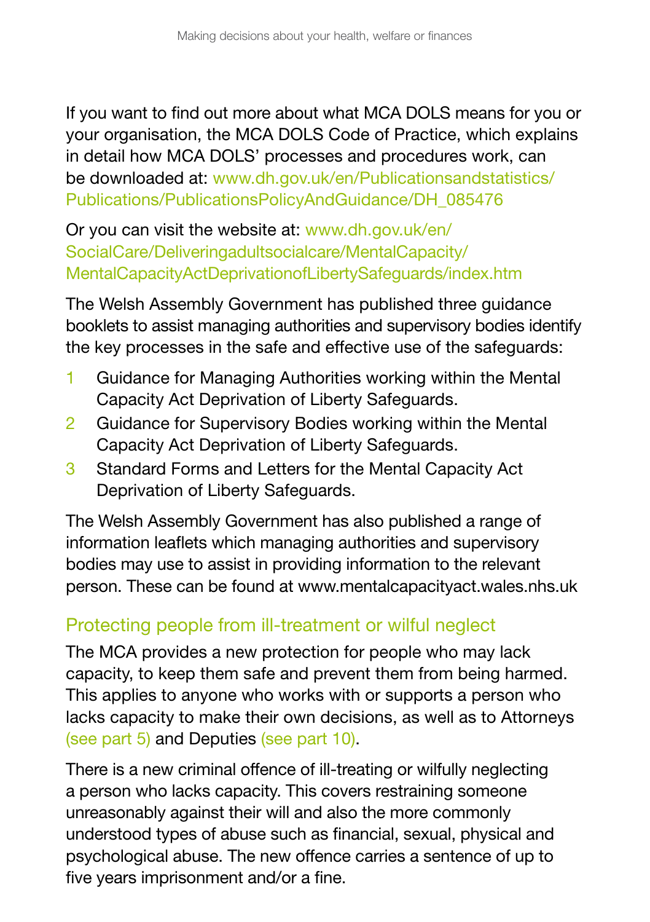If you want to find out more about what MCA DOLS means for you or your organisation, the MCA DOLS Code of Practice, which explains in detail how MCA DOLS' processes and procedures work, can be downloaded at: www.dh.gov.uk/en/Publicationsandstatistics/Publications/PublicationsPolicyAndGuidance/DH_085476

Or you can visit the website at: www.dh.gov.uk/en/SocialCare/Deliveringadultsocialcare/MentalCapacity/MentalCapacityActDeprivationofLibertySafeguards/index.htm

The Welsh Assembly Government has published three guidance booklets to assist managing authorities and supervisory bodies identify the key processes in the safe and effective use of the safeguards:

1. Guidance for Managing Authorities working within the Mental Capacity Act Deprivation of Liberty Safeguards.
2. Guidance for Supervisory Bodies working within the Mental Capacity Act Deprivation of Liberty Safeguards.
3. Standard Forms and Letters for the Mental Capacity Act Deprivation of Liberty Safeguards.

The Welsh Assembly Government has also published a range of information leaflets which managing authorities and supervisory bodies may use to assist in providing information to the relevant person. These can be found at www.mentalcapacityact.wales.nhs.uk

## Protecting people from ill-treatment or wilful neglect

The MCA provides a new protection for people who may lack capacity, to keep them safe and prevent them from being harmed. This applies to anyone who works with or supports a person who lacks capacity to make their own decisions, as well as to Attorneys (see part 5) and Deputies (see part 10).

There is a new criminal offence of ill-treating or wilfully neglecting a person who lacks capacity. This covers restraining someone unreasonably against their will and also the more commonly understood types of abuse such as financial, sexual, physical and psychological abuse. The new offence carries a sentence of up to five years imprisonment and/or a fine.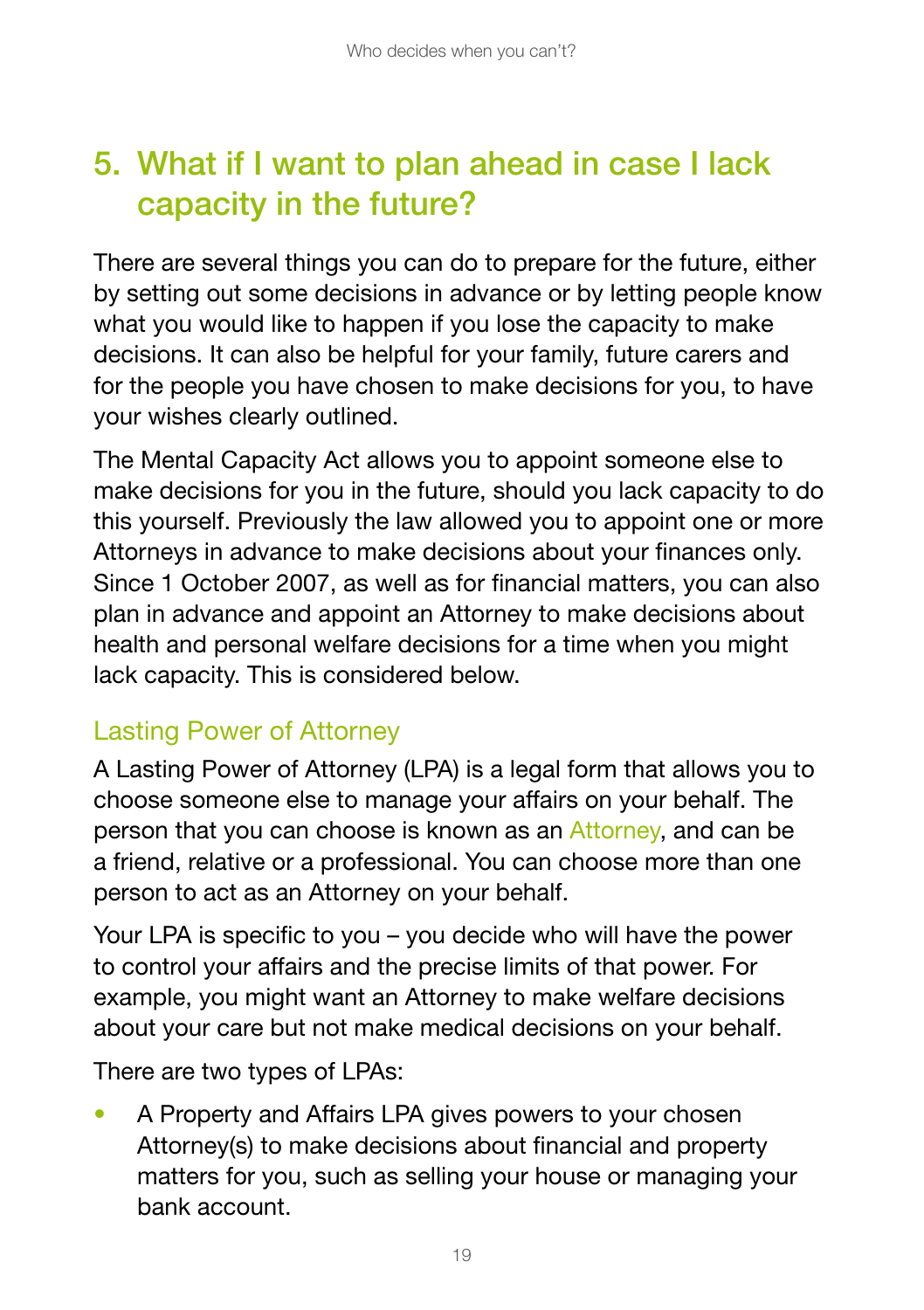## 5. What if I want to plan ahead in case I lack capacity in the future?

There are several things you can do to prepare for the future, either by setting out some decisions in advance or by letting people know what you would like to happen if you lose the capacity to make decisions. It can also be helpful for your family, future carers and for the people you have chosen to make decisions for you, to have your wishes clearly outlined.

The Mental Capacity Act allows you to appoint someone else to make decisions for you in the future, should you lack capacity to do this yourself. Previously the law allowed you to appoint one or more Attorneys in advance to make decisions about your finances only. Since 1 October 2007, as well as for financial matters, you can also plan in advance and appoint an Attorney to make decisions about health and personal welfare decisions for a time when you might lack capacity. This is considered below.

### Lasting Power of Attorney

A Lasting Power of Attorney (LPA) is a legal form that allows you to choose someone else to manage your affairs on your behalf. The person that you can choose is known as an Attorney, and can be a friend, relative or a professional. You can choose more than one person to act as an Attorney on your behalf.

Your LPA is specific to you – you decide who will have the power to control your affairs and the precise limits of that power. For example, you might want an Attorney to make welfare decisions about your care but not make medical decisions on your behalf.

There are two types of LPAs:

- A Property and Affairs LPA gives powers to your chosen Attorney(s) to make decisions about financial and property matters for you, such as selling your house or managing your bank account.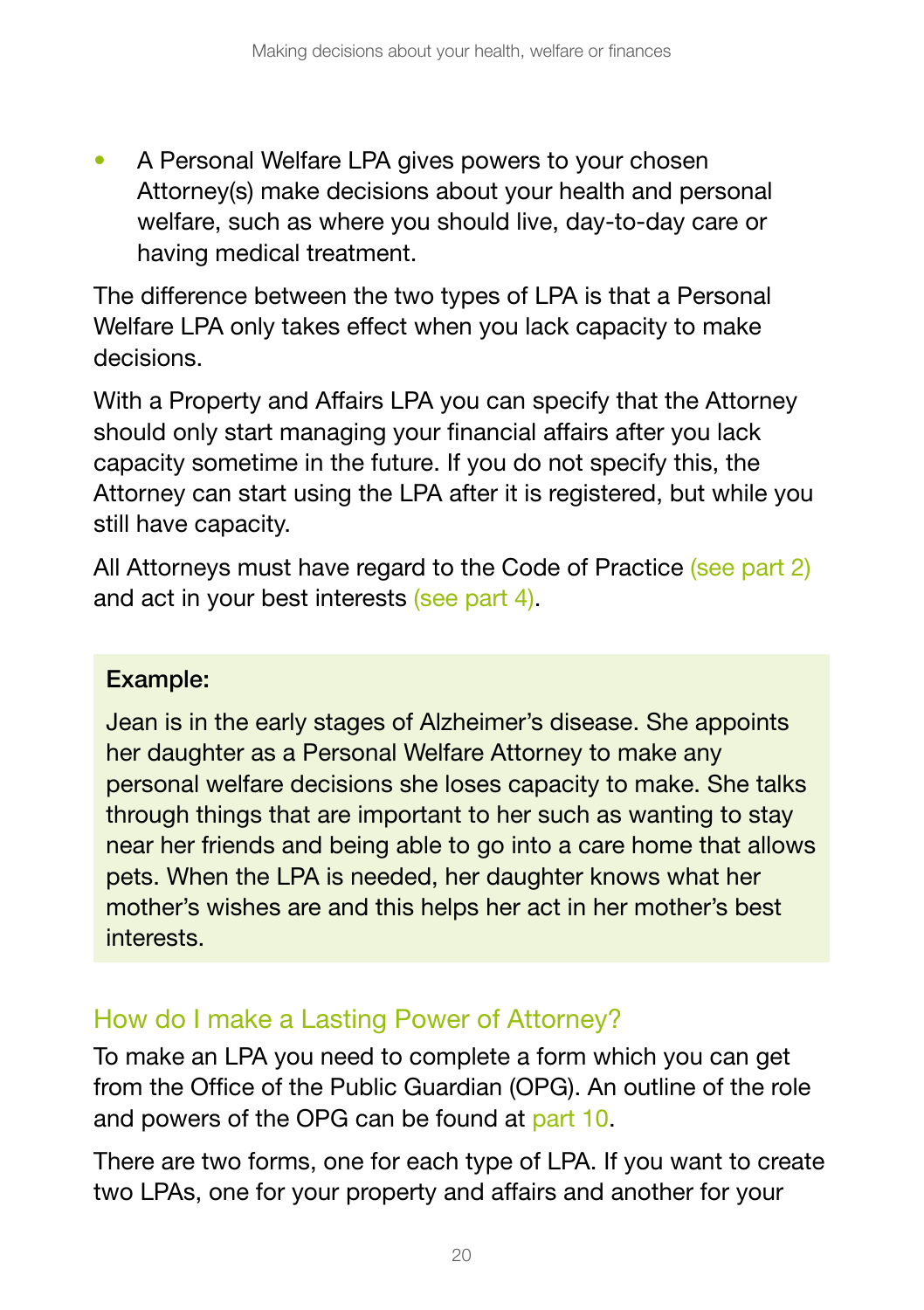- A Personal Welfare LPA gives powers to your chosen Attorney(s) make decisions about your health and personal welfare, such as where you should live, day-to-day care or having medical treatment.

The difference between the two types of LPA is that a Personal Welfare LPA only takes effect when you lack capacity to make decisions.

With a Property and Affairs LPA you can specify that the Attorney should only start managing your financial affairs after you lack capacity sometime in the future. If you do not specify this, the Attorney can start using the LPA after it is registered, but while you still have capacity.

All Attorneys must have regard to the Code of Practice (see part 2) and act in your best interests (see part 4).

**Example:**

Jean is in the early stages of Alzheimer's disease. She appoints her daughter as a Personal Welfare Attorney to make any personal welfare decisions she loses capacity to make. She talks through things that are important to her such as wanting to stay near her friends and being able to go into a care home that allows pets. When the LPA is needed, her daughter knows what her mother's wishes are and this helps her act in her mother's best interests.

## How do I make a Lasting Power of Attorney?

To make an LPA you need to complete a form which you can get from the Office of the Public Guardian (OPG). An outline of the role and powers of the OPG can be found at part 10.

There are two forms, one for each type of LPA. If you want to create two LPAs, one for your property and affairs and another for your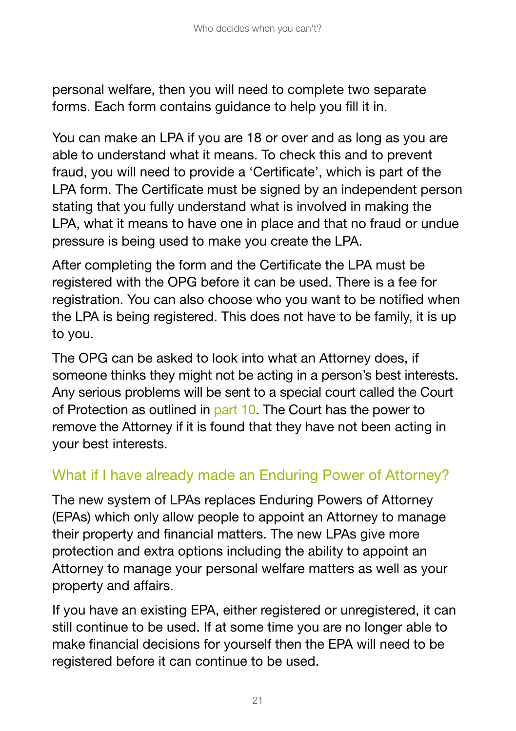personal welfare, then you will need to complete two separate forms. Each form contains guidance to help you fill it in.

You can make an LPA if you are 18 or over and as long as you are able to understand what it means. To check this and to prevent fraud, you will need to provide a 'Certificate', which is part of the LPA form. The Certificate must be signed by an independent person stating that you fully understand what is involved in making the LPA, what it means to have one in place and that no fraud or undue pressure is being used to make you create the LPA.

After completing the form and the Certificate the LPA must be registered with the OPG before it can be used. There is a fee for registration. You can also choose who you want to be notified when the LPA is being registered. This does not have to be family, it is up to you.

The OPG can be asked to look into what an Attorney does, if someone thinks they might not be acting in a person's best interests. Any serious problems will be sent to a special court called the Court of Protection as outlined in part 10. The Court has the power to remove the Attorney if it is found that they have not been acting in your best interests.

## What if I have already made an Enduring Power of Attorney?

The new system of LPAs replaces Enduring Powers of Attorney (EPAs) which only allow people to appoint an Attorney to manage their property and financial matters. The new LPAs give more protection and extra options including the ability to appoint an Attorney to manage your personal welfare matters as well as your property and affairs.

If you have an existing EPA, either registered or unregistered, it can still continue to be used. If at some time you are no longer able to make financial decisions for yourself then the EPA will need to be registered before it can continue to be used.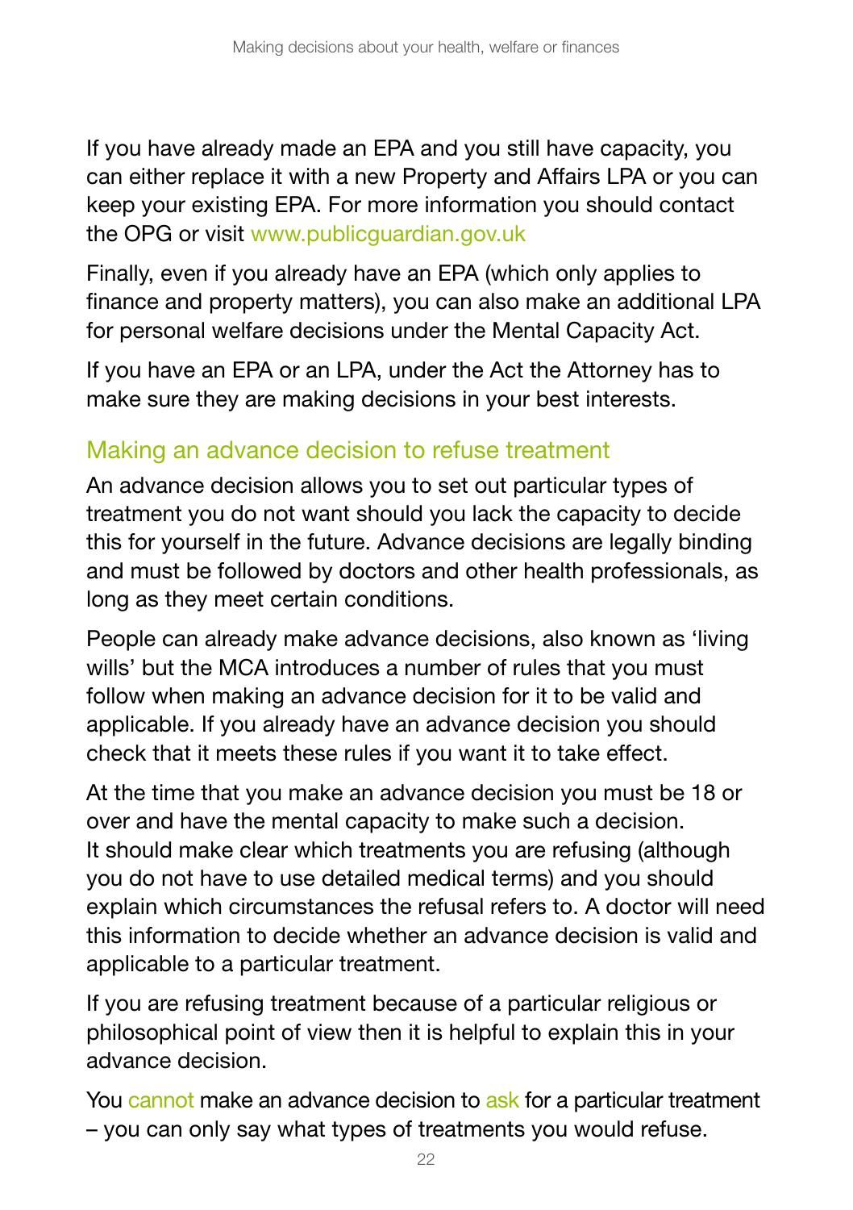If you have already made an EPA and you still have capacity, you can either replace it with a new Property and Affairs LPA or you can keep your existing EPA. For more information you should contact the OPG or visit www.publicguardian.gov.uk

Finally, even if you already have an EPA (which only applies to finance and property matters), you can also make an additional LPA for personal welfare decisions under the Mental Capacity Act.

If you have an EPA or an LPA, under the Act the Attorney has to make sure they are making decisions in your best interests.

## Making an advance decision to refuse treatment

An advance decision allows you to set out particular types of treatment you do not want should you lack the capacity to decide this for yourself in the future. Advance decisions are legally binding and must be followed by doctors and other health professionals, as long as they meet certain conditions.

People can already make advance decisions, also known as 'living wills' but the MCA introduces a number of rules that you must follow when making an advance decision for it to be valid and applicable. If you already have an advance decision you should check that it meets these rules if you want it to take effect.

At the time that you make an advance decision you must be 18 or over and have the mental capacity to make such a decision. It should make clear which treatments you are refusing (although you do not have to use detailed medical terms) and you should explain which circumstances the refusal refers to. A doctor will need this information to decide whether an advance decision is valid and applicable to a particular treatment.

If you are refusing treatment because of a particular religious or philosophical point of view then it is helpful to explain this in your advance decision.

You cannot make an advance decision to ask for a particular treatment – you can only say what types of treatments you would refuse.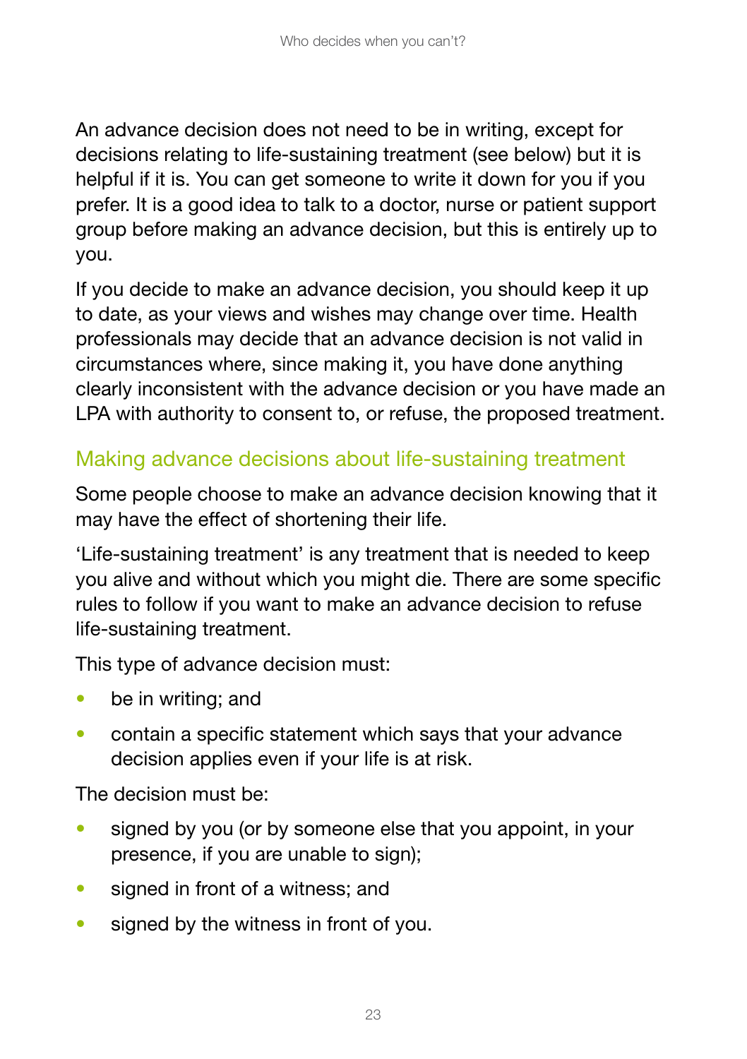An advance decision does not need to be in writing, except for decisions relating to life-sustaining treatment (see below) but it is helpful if it is. You can get someone to write it down for you if you prefer. It is a good idea to talk to a doctor, nurse or patient support group before making an advance decision, but this is entirely up to you.

If you decide to make an advance decision, you should keep it up to date, as your views and wishes may change over time. Health professionals may decide that an advance decision is not valid in circumstances where, since making it, you have done anything clearly inconsistent with the advance decision or you have made an LPA with authority to consent to, or refuse, the proposed treatment.

## Making advance decisions about life-sustaining treatment

Some people choose to make an advance decision knowing that it may have the effect of shortening their life.

'Life-sustaining treatment' is any treatment that is needed to keep you alive and without which you might die. There are some specific rules to follow if you want to make an advance decision to refuse life-sustaining treatment.

This type of advance decision must:

- be in writing; and
- contain a specific statement which says that your advance decision applies even if your life is at risk.

The decision must be:

- signed by you (or by someone else that you appoint, in your presence, if you are unable to sign);
- signed in front of a witness; and
- signed by the witness in front of you.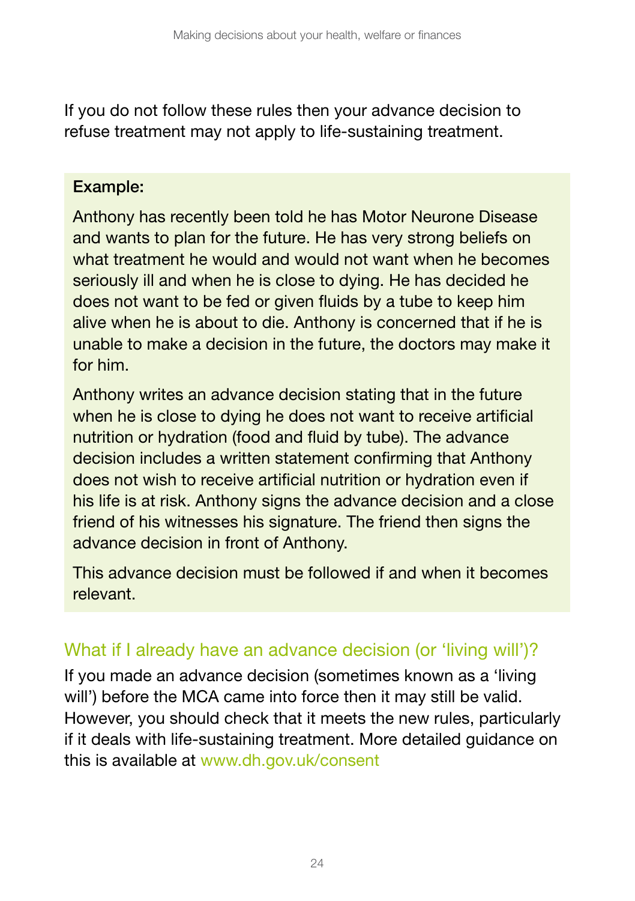If you do not follow these rules then your advance decision to refuse treatment may not apply to life-sustaining treatment.

**Example:**

Anthony has recently been told he has Motor Neurone Disease and wants to plan for the future. He has very strong beliefs on what treatment he would and would not want when he becomes seriously ill and when he is close to dying. He has decided he does not want to be fed or given fluids by a tube to keep him alive when he is about to die. Anthony is concerned that if he is unable to make a decision in the future, the doctors may make it for him.

Anthony writes an advance decision stating that in the future when he is close to dying he does not want to receive artificial nutrition or hydration (food and fluid by tube). The advance decision includes a written statement confirming that Anthony does not wish to receive artificial nutrition or hydration even if his life is at risk. Anthony signs the advance decision and a close friend of his witnesses his signature. The friend then signs the advance decision in front of Anthony.

This advance decision must be followed if and when it becomes relevant.

## What if I already have an advance decision (or 'living will')?

If you made an advance decision (sometimes known as a 'living will') before the MCA came into force then it may still be valid. However, you should check that it meets the new rules, particularly if it deals with life-sustaining treatment. More detailed guidance on this is available at www.dh.gov.uk/consent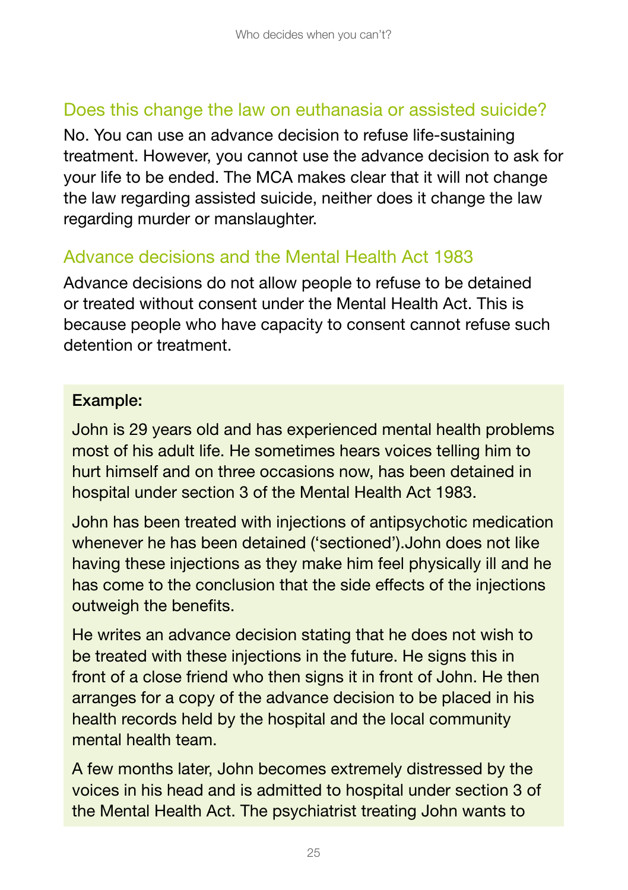## Does this change the law on euthanasia or assisted suicide?

No. You can use an advance decision to refuse life-sustaining treatment. However, you cannot use the advance decision to ask for your life to be ended. The MCA makes clear that it will not change the law regarding assisted suicide, neither does it change the law regarding murder or manslaughter.

## Advance decisions and the Mental Health Act 1983

Advance decisions do not allow people to refuse to be detained or treated without consent under the Mental Health Act. This is because people who have capacity to consent cannot refuse such detention or treatment.

**Example:**

John is 29 years old and has experienced mental health problems most of his adult life. He sometimes hears voices telling him to hurt himself and on three occasions now, has been detained in hospital under section 3 of the Mental Health Act 1983.

John has been treated with injections of antipsychotic medication whenever he has been detained ('sectioned').John does not like having these injections as they make him feel physically ill and he has come to the conclusion that the side effects of the injections outweigh the benefits.

He writes an advance decision stating that he does not wish to be treated with these injections in the future. He signs this in front of a close friend who then signs it in front of John. He then arranges for a copy of the advance decision to be placed in his health records held by the hospital and the local community mental health team.

A few months later, John becomes extremely distressed by the voices in his head and is admitted to hospital under section 3 of the Mental Health Act. The psychiatrist treating John wants to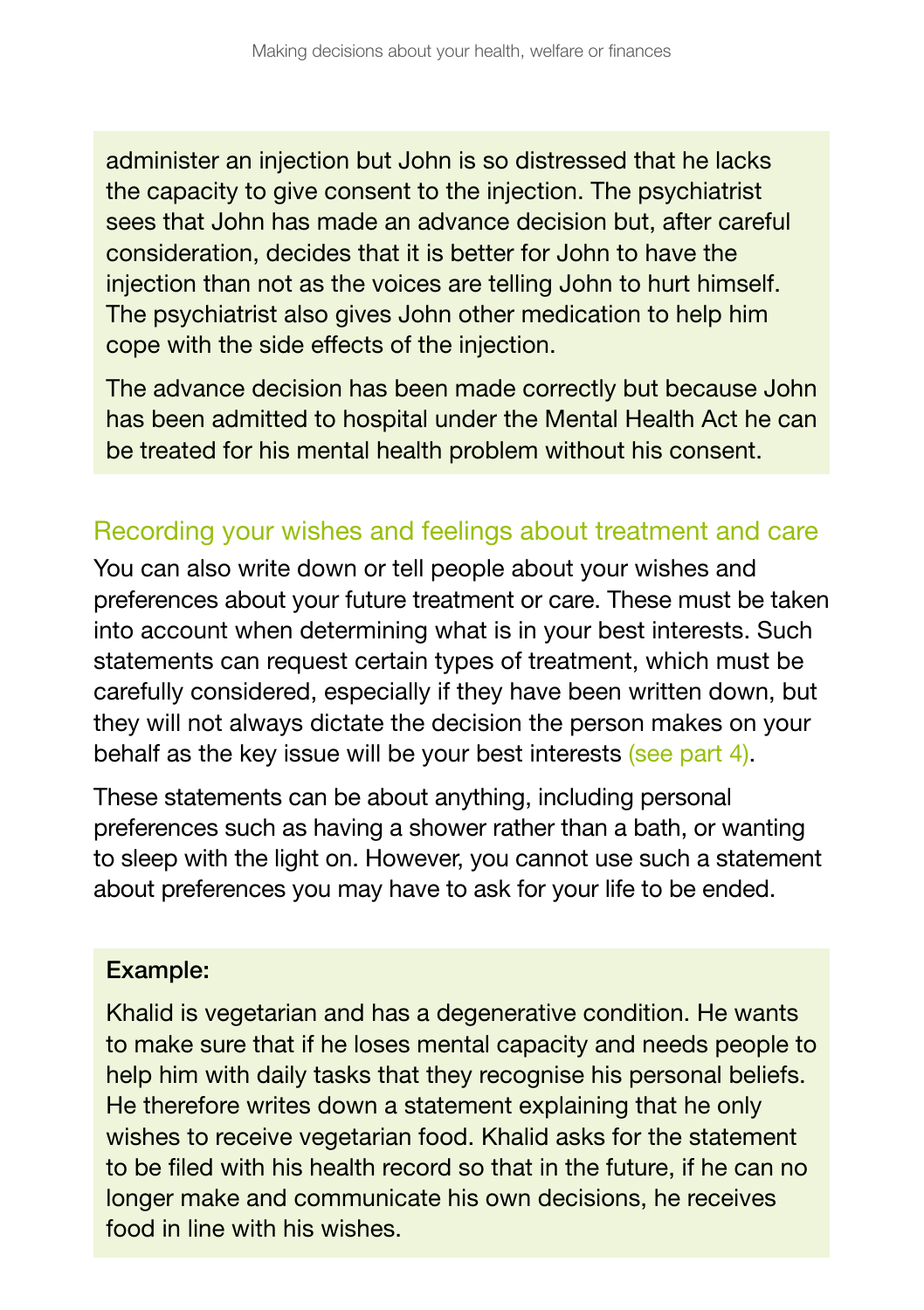administer an injection but John is so distressed that he lacks the capacity to give consent to the injection. The psychiatrist sees that John has made an advance decision but, after careful consideration, decides that it is better for John to have the injection than not as the voices are telling John to hurt himself. The psychiatrist also gives John other medication to help him cope with the side effects of the injection.

The advance decision has been made correctly but because John has been admitted to hospital under the Mental Health Act he can be treated for his mental health problem without his consent.

## Recording your wishes and feelings about treatment and care

You can also write down or tell people about your wishes and preferences about your future treatment or care. These must be taken into account when determining what is in your best interests. Such statements can request certain types of treatment, which must be carefully considered, especially if they have been written down, but they will not always dictate the decision the person makes on your behalf as the key issue will be your best interests (see part 4).

These statements can be about anything, including personal preferences such as having a shower rather than a bath, or wanting to sleep with the light on. However, you cannot use such a statement about preferences you may have to ask for your life to be ended.

**Example:**

Khalid is vegetarian and has a degenerative condition. He wants to make sure that if he loses mental capacity and needs people to help him with daily tasks that they recognise his personal beliefs. He therefore writes down a statement explaining that he only wishes to receive vegetarian food. Khalid asks for the statement to be filed with his health record so that in the future, if he can no longer make and communicate his own decisions, he receives food in line with his wishes.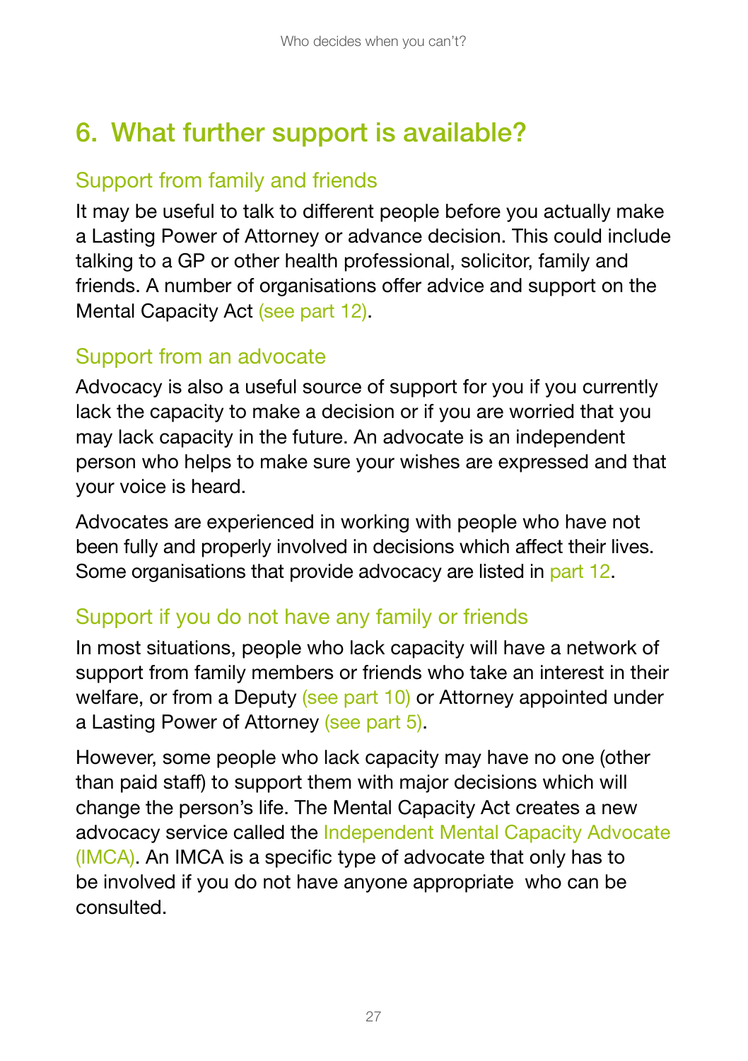# 6. What further support is available?

## Support from family and friends

It may be useful to talk to different people before you actually make a Lasting Power of Attorney or advance decision. This could include talking to a GP or other health professional, solicitor, family and friends. A number of organisations offer advice and support on the Mental Capacity Act (see part 12).

## Support from an advocate

Advocacy is also a useful source of support for you if you currently lack the capacity to make a decision or if you are worried that you may lack capacity in the future. An advocate is an independent person who helps to make sure your wishes are expressed and that your voice is heard.

Advocates are experienced in working with people who have not been fully and properly involved in decisions which affect their lives. Some organisations that provide advocacy are listed in part 12.

## Support if you do not have any family or friends

In most situations, people who lack capacity will have a network of support from family members or friends who take an interest in their welfare, or from a Deputy (see part 10) or Attorney appointed under a Lasting Power of Attorney (see part 5).

However, some people who lack capacity may have no one (other than paid staff) to support them with major decisions which will change the person's life. The Mental Capacity Act creates a new advocacy service called the Independent Mental Capacity Advocate (IMCA). An IMCA is a specific type of advocate that only has to be involved if you do not have anyone appropriate who can be consulted.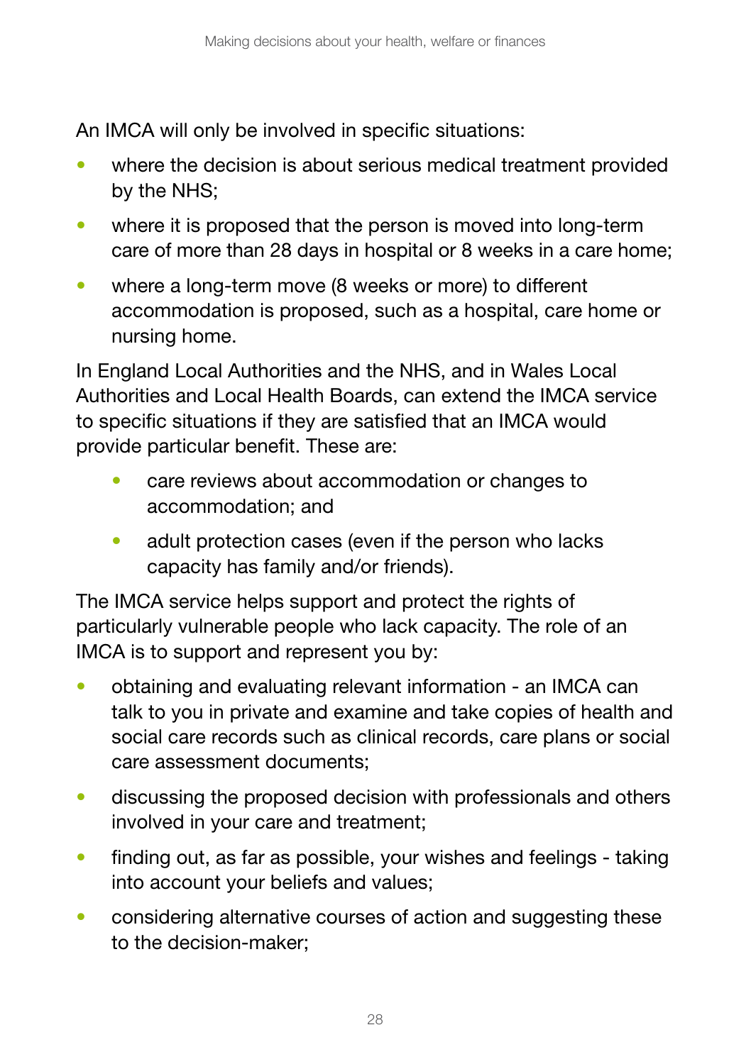An IMCA will only be involved in specific situations:

- where the decision is about serious medical treatment provided by the NHS;
- where it is proposed that the person is moved into long-term care of more than 28 days in hospital or 8 weeks in a care home;
- where a long-term move (8 weeks or more) to different accommodation is proposed, such as a hospital, care home or nursing home.

In England Local Authorities and the NHS, and in Wales Local Authorities and Local Health Boards, can extend the IMCA service to specific situations if they are satisfied that an IMCA would provide particular benefit. These are:

  - care reviews about accommodation or changes to accommodation; and
  - adult protection cases (even if the person who lacks capacity has family and/or friends).

The IMCA service helps support and protect the rights of particularly vulnerable people who lack capacity. The role of an IMCA is to support and represent you by:

- obtaining and evaluating relevant information - an IMCA can talk to you in private and examine and take copies of health and social care records such as clinical records, care plans or social care assessment documents;
- discussing the proposed decision with professionals and others involved in your care and treatment;
- finding out, as far as possible, your wishes and feelings - taking into account your beliefs and values;
- considering alternative courses of action and suggesting these to the decision-maker;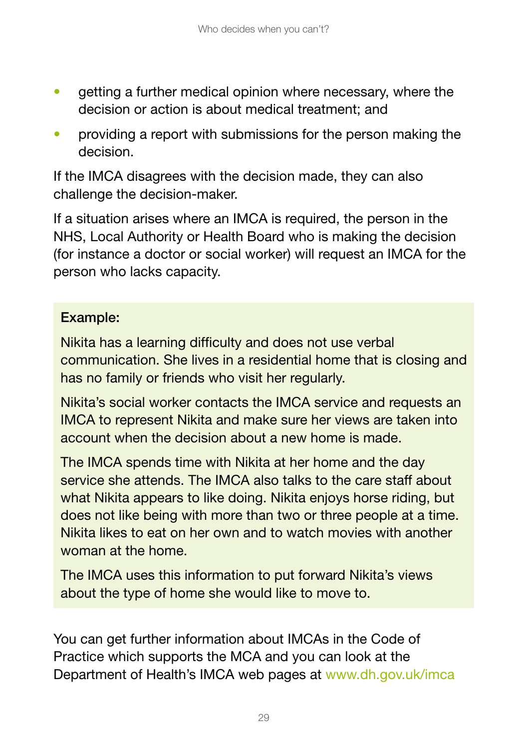- getting a further medical opinion where necessary, where the decision or action is about medical treatment; and
- providing a report with submissions for the person making the decision.

If the IMCA disagrees with the decision made, they can also challenge the decision-maker.

If a situation arises where an IMCA is required, the person in the NHS, Local Authority or Health Board who is making the decision (for instance a doctor or social worker) will request an IMCA for the person who lacks capacity.

**Example:**

Nikita has a learning difficulty and does not use verbal communication. She lives in a residential home that is closing and has no family or friends who visit her regularly.

Nikita's social worker contacts the IMCA service and requests an IMCA to represent Nikita and make sure her views are taken into account when the decision about a new home is made.

The IMCA spends time with Nikita at her home and the day service she attends. The IMCA also talks to the care staff about what Nikita appears to like doing. Nikita enjoys horse riding, but does not like being with more than two or three people at a time. Nikita likes to eat on her own and to watch movies with another woman at the home.

The IMCA uses this information to put forward Nikita's views about the type of home she would like to move to.

You can get further information about IMCAs in the Code of Practice which supports the MCA and you can look at the Department of Health's IMCA web pages at www.dh.gov.uk/imca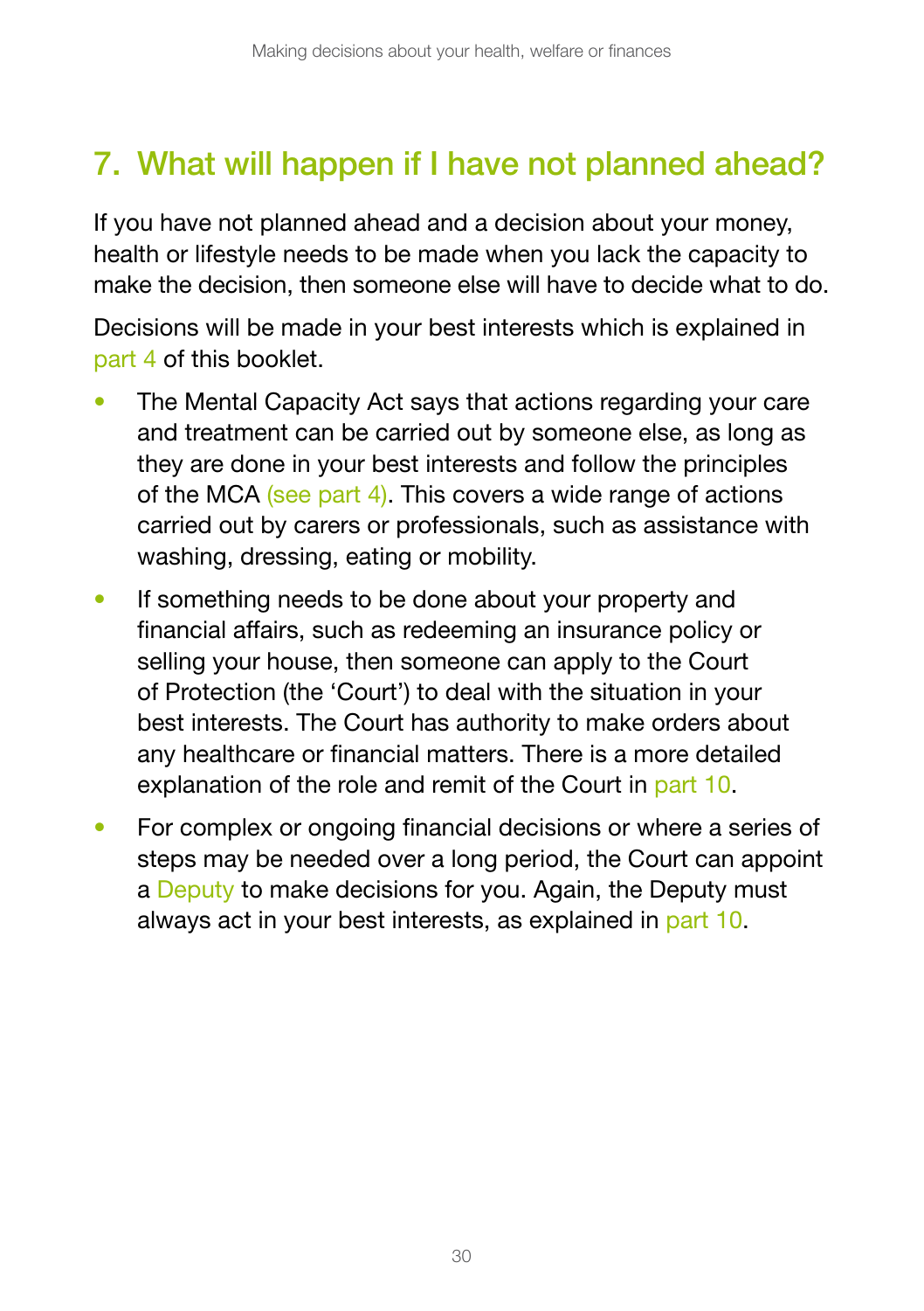## 7. What will happen if I have not planned ahead?

If you have not planned ahead and a decision about your money, health or lifestyle needs to be made when you lack the capacity to make the decision, then someone else will have to decide what to do.

Decisions will be made in your best interests which is explained in part 4 of this booklet.

- The Mental Capacity Act says that actions regarding your care and treatment can be carried out by someone else, as long as they are done in your best interests and follow the principles of the MCA (see part 4). This covers a wide range of actions carried out by carers or professionals, such as assistance with washing, dressing, eating or mobility.
- If something needs to be done about your property and financial affairs, such as redeeming an insurance policy or selling your house, then someone can apply to the Court of Protection (the 'Court') to deal with the situation in your best interests. The Court has authority to make orders about any healthcare or financial matters. There is a more detailed explanation of the role and remit of the Court in part 10.
- For complex or ongoing financial decisions or where a series of steps may be needed over a long period, the Court can appoint a Deputy to make decisions for you. Again, the Deputy must always act in your best interests, as explained in part 10.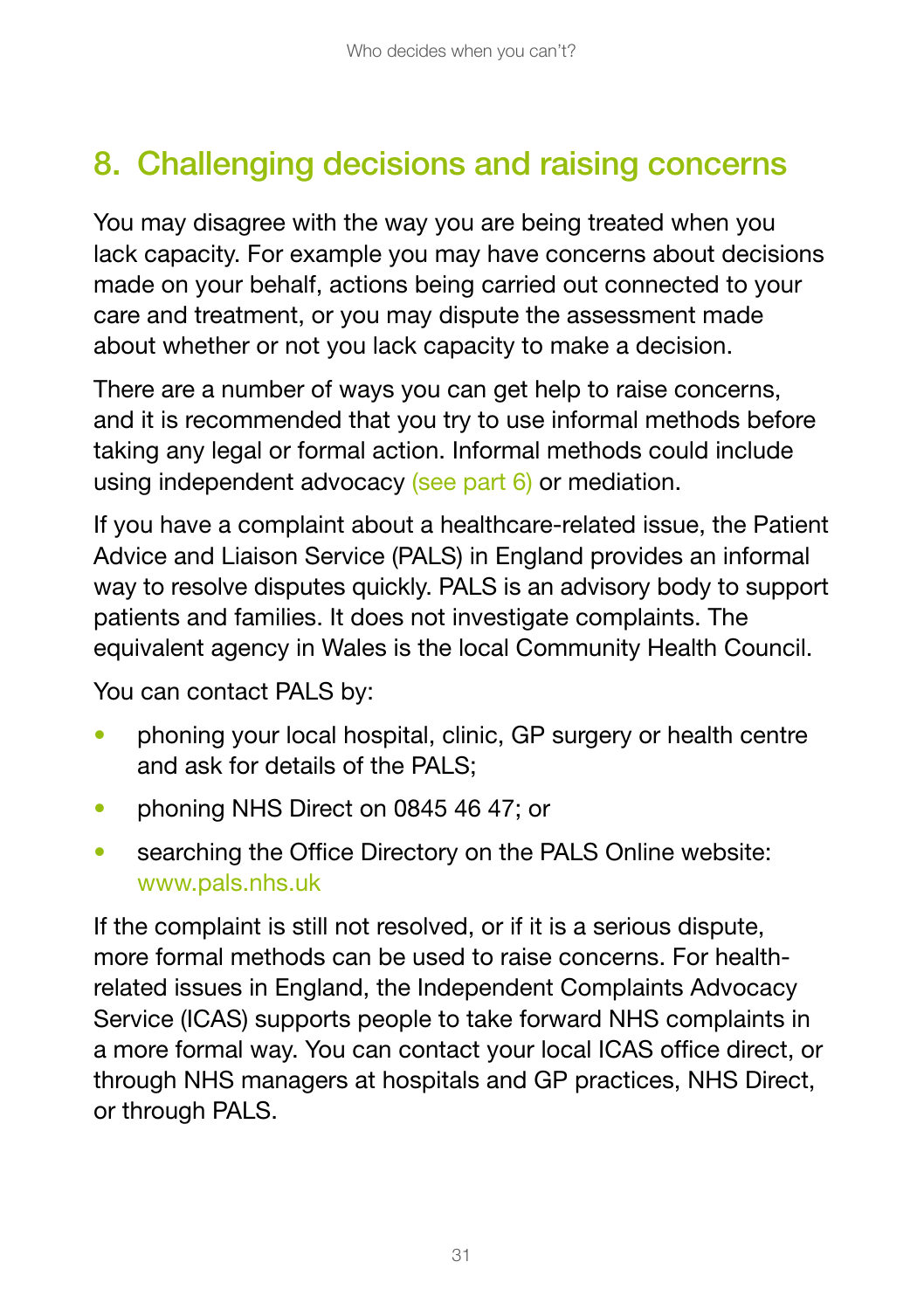## 8. Challenging decisions and raising concerns

You may disagree with the way you are being treated when you lack capacity. For example you may have concerns about decisions made on your behalf, actions being carried out connected to your care and treatment, or you may dispute the assessment made about whether or not you lack capacity to make a decision.

There are a number of ways you can get help to raise concerns, and it is recommended that you try to use informal methods before taking any legal or formal action. Informal methods could include using independent advocacy (see part 6) or mediation.

If you have a complaint about a healthcare-related issue, the Patient Advice and Liaison Service (PALS) in England provides an informal way to resolve disputes quickly. PALS is an advisory body to support patients and families. It does not investigate complaints. The equivalent agency in Wales is the local Community Health Council.

You can contact PALS by:

- phoning your local hospital, clinic, GP surgery or health centre and ask for details of the PALS;
- phoning NHS Direct on 0845 46 47; or
- searching the Office Directory on the PALS Online website: www.pals.nhs.uk

If the complaint is still not resolved, or if it is a serious dispute, more formal methods can be used to raise concerns. For health-related issues in England, the Independent Complaints Advocacy Service (ICAS) supports people to take forward NHS complaints in a more formal way. You can contact your local ICAS office direct, or through NHS managers at hospitals and GP practices, NHS Direct, or through PALS.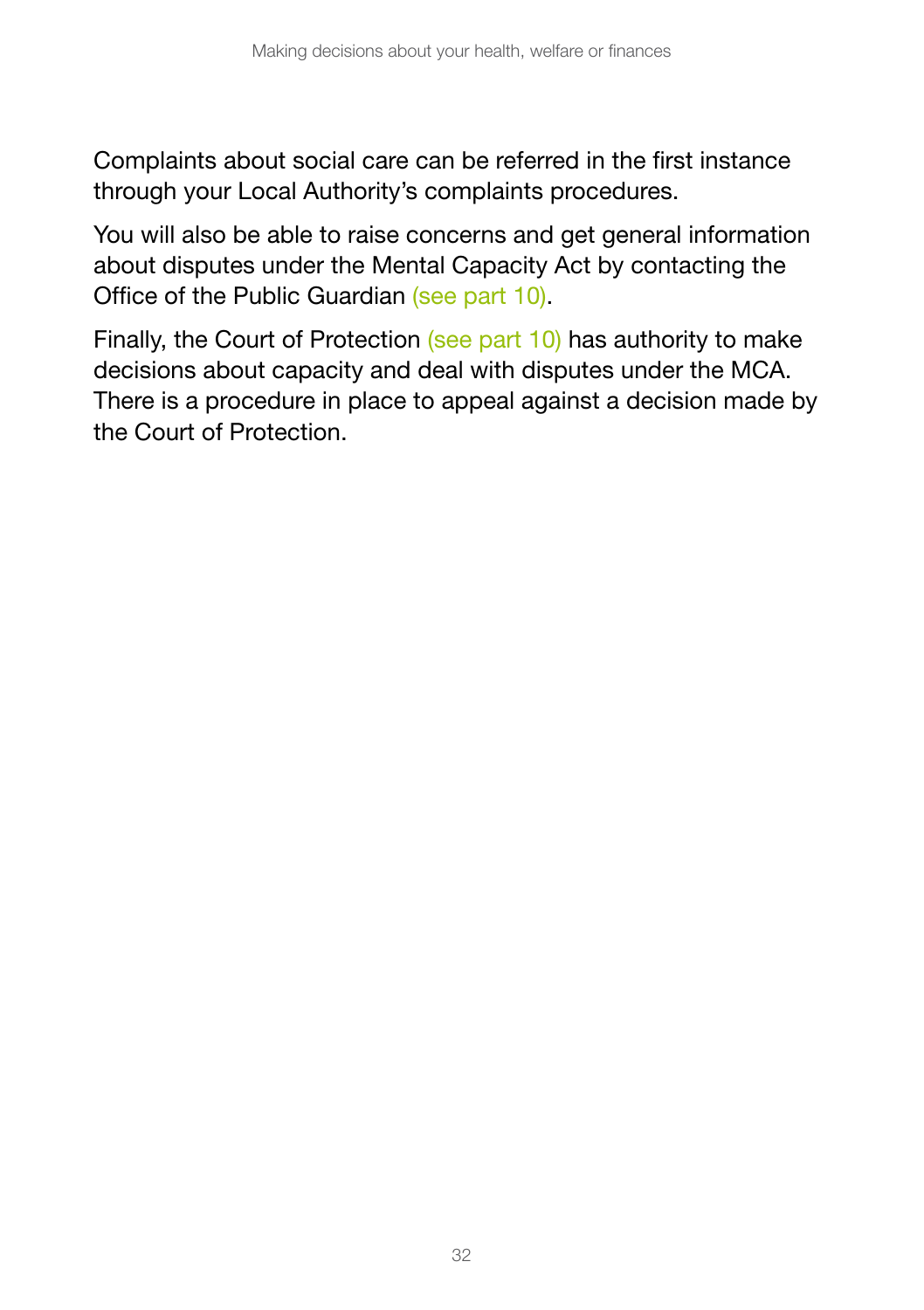Complaints about social care can be referred in the first instance through your Local Authority's complaints procedures.

You will also be able to raise concerns and get general information about disputes under the Mental Capacity Act by contacting the Office of the Public Guardian (see part 10).

Finally, the Court of Protection (see part 10) has authority to make decisions about capacity and deal with disputes under the MCA. There is a procedure in place to appeal against a decision made by the Court of Protection.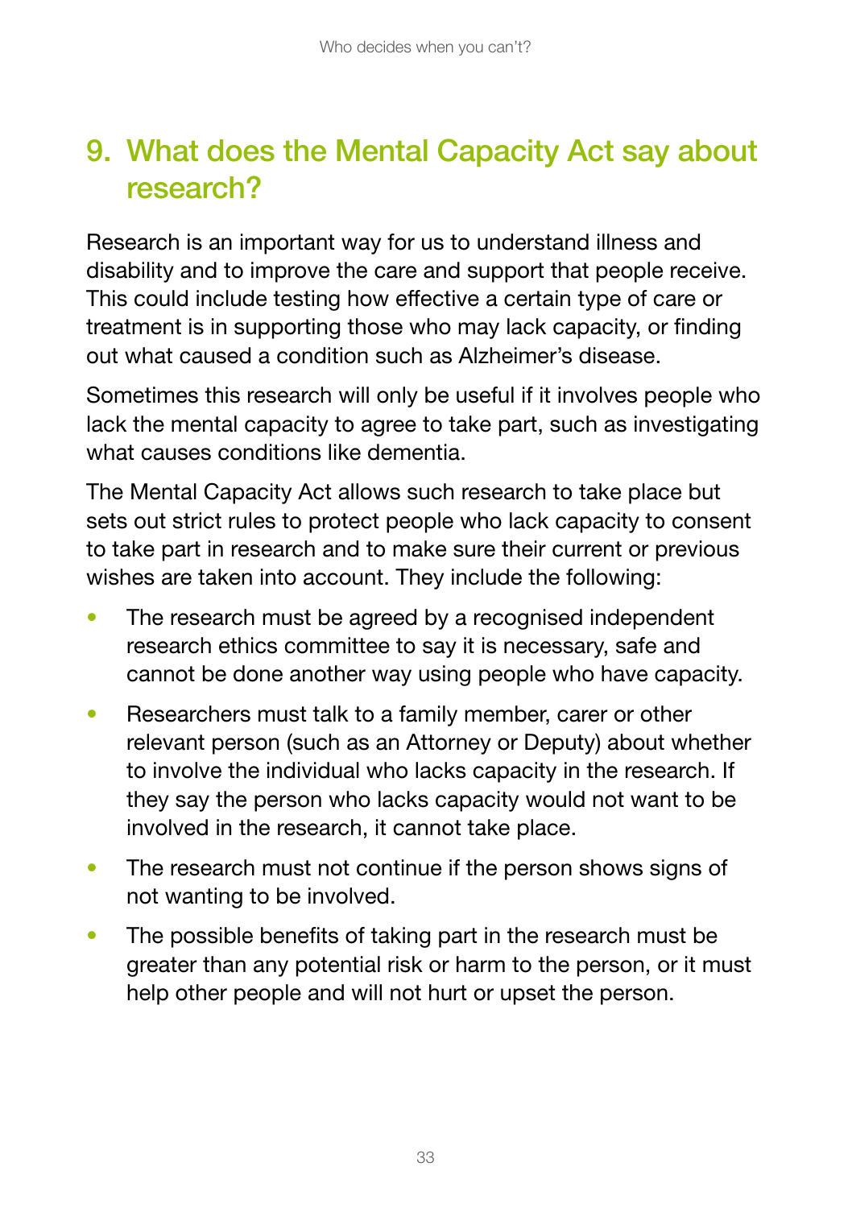## 9. What does the Mental Capacity Act say about research?

Research is an important way for us to understand illness and disability and to improve the care and support that people receive. This could include testing how effective a certain type of care or treatment is in supporting those who may lack capacity, or finding out what caused a condition such as Alzheimer's disease.

Sometimes this research will only be useful if it involves people who lack the mental capacity to agree to take part, such as investigating what causes conditions like dementia.

The Mental Capacity Act allows such research to take place but sets out strict rules to protect people who lack capacity to consent to take part in research and to make sure their current or previous wishes are taken into account. They include the following:

- The research must be agreed by a recognised independent research ethics committee to say it is necessary, safe and cannot be done another way using people who have capacity.
- Researchers must talk to a family member, carer or other relevant person (such as an Attorney or Deputy) about whether to involve the individual who lacks capacity in the research. If they say the person who lacks capacity would not want to be involved in the research, it cannot take place.
- The research must not continue if the person shows signs of not wanting to be involved.
- The possible benefits of taking part in the research must be greater than any potential risk or harm to the person, or it must help other people and will not hurt or upset the person.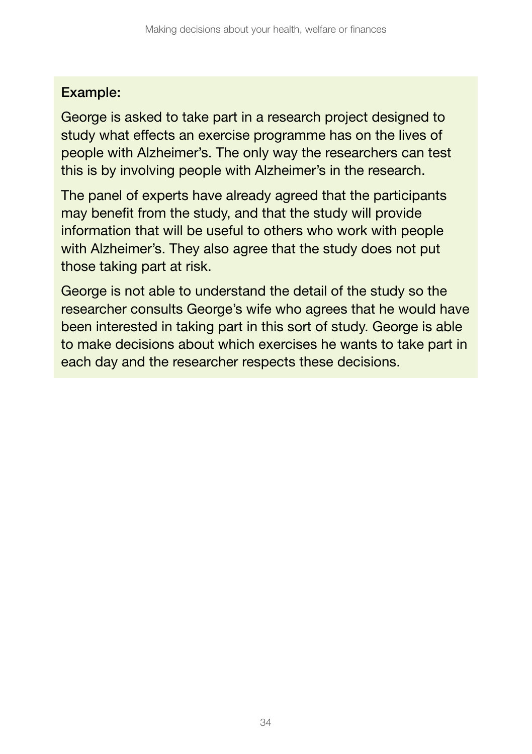**Example:**

George is asked to take part in a research project designed to study what effects an exercise programme has on the lives of people with Alzheimer's. The only way the researchers can test this is by involving people with Alzheimer's in the research.

The panel of experts have already agreed that the participants may benefit from the study, and that the study will provide information that will be useful to others who work with people with Alzheimer's. They also agree that the study does not put those taking part at risk.

George is not able to understand the detail of the study so the researcher consults George's wife who agrees that he would have been interested in taking part in this sort of study. George is able to make decisions about which exercises he wants to take part in each day and the researcher respects these decisions.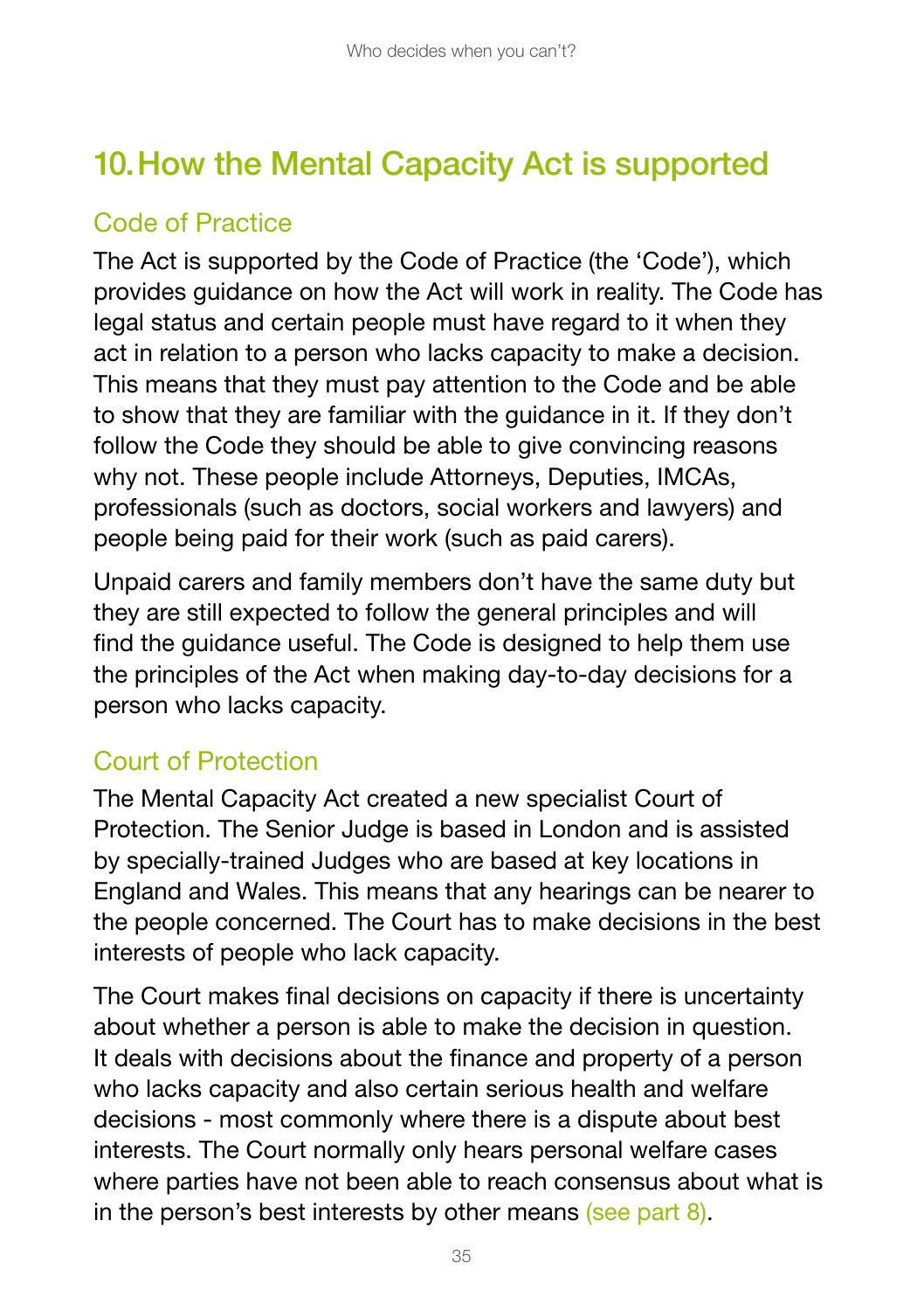## 10. How the Mental Capacity Act is supported

### Code of Practice

The Act is supported by the Code of Practice (the 'Code'), which provides guidance on how the Act will work in reality. The Code has legal status and certain people must have regard to it when they act in relation to a person who lacks capacity to make a decision. This means that they must pay attention to the Code and be able to show that they are familiar with the guidance in it. If they don't follow the Code they should be able to give convincing reasons why not. These people include Attorneys, Deputies, IMCAs, professionals (such as doctors, social workers and lawyers) and people being paid for their work (such as paid carers).

Unpaid carers and family members don't have the same duty but they are still expected to follow the general principles and will find the guidance useful. The Code is designed to help them use the principles of the Act when making day-to-day decisions for a person who lacks capacity.

### Court of Protection

The Mental Capacity Act created a new specialist Court of Protection. The Senior Judge is based in London and is assisted by specially-trained Judges who are based at key locations in England and Wales. This means that any hearings can be nearer to the people concerned. The Court has to make decisions in the best interests of people who lack capacity.

The Court makes final decisions on capacity if there is uncertainty about whether a person is able to make the decision in question. It deals with decisions about the finance and property of a person who lacks capacity and also certain serious health and welfare decisions - most commonly where there is a dispute about best interests. The Court normally only hears personal welfare cases where parties have not been able to reach consensus about what is in the person's best interests by other means (see part 8).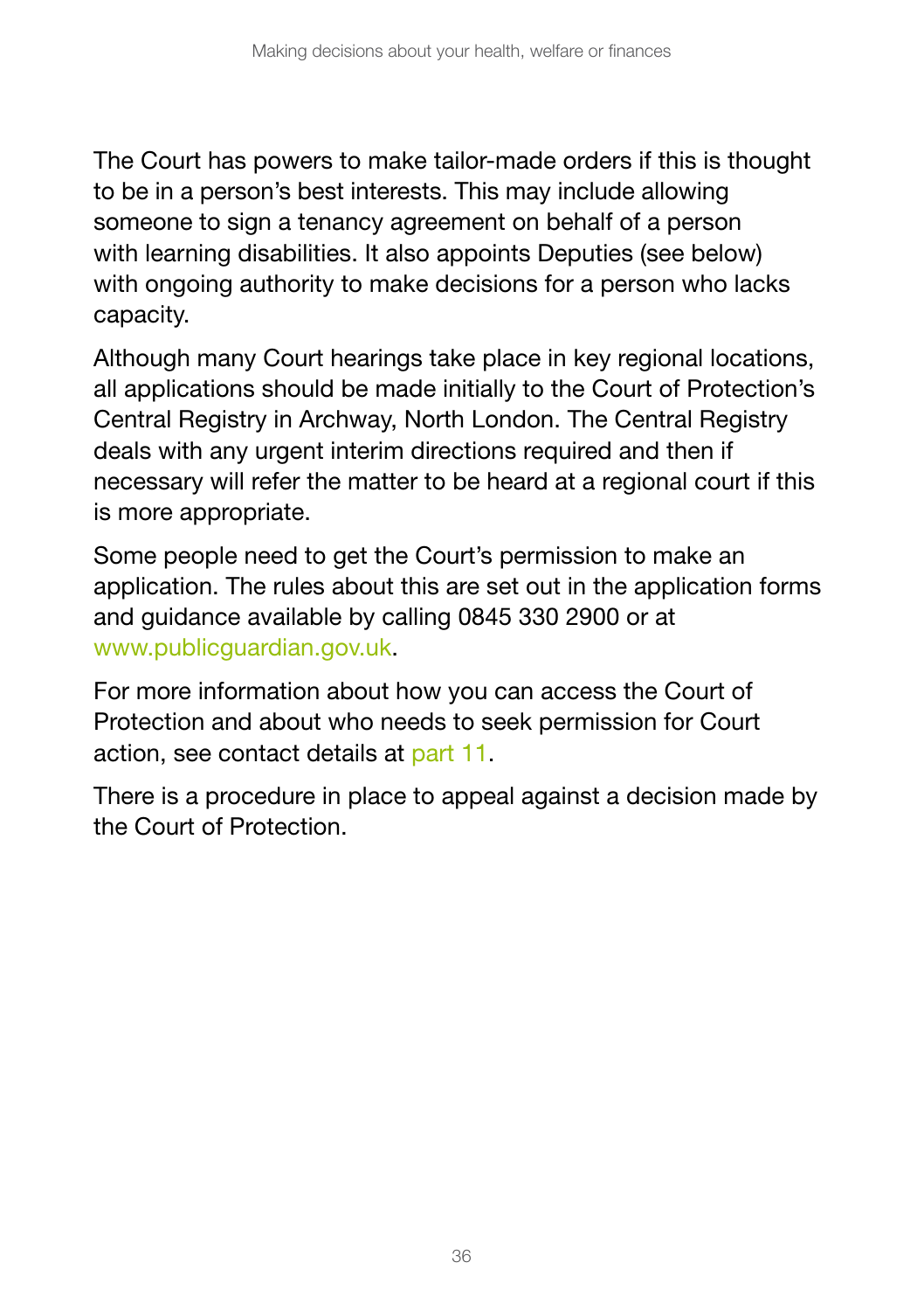The Court has powers to make tailor-made orders if this is thought to be in a person's best interests. This may include allowing someone to sign a tenancy agreement on behalf of a person with learning disabilities. It also appoints Deputies (see below) with ongoing authority to make decisions for a person who lacks capacity.

Although many Court hearings take place in key regional locations, all applications should be made initially to the Court of Protection's Central Registry in Archway, North London. The Central Registry deals with any urgent interim directions required and then if necessary will refer the matter to be heard at a regional court if this is more appropriate.

Some people need to get the Court's permission to make an application. The rules about this are set out in the application forms and guidance available by calling 0845 330 2900 or at www.publicguardian.gov.uk.

For more information about how you can access the Court of Protection and about who needs to seek permission for Court action, see contact details at part 11.

There is a procedure in place to appeal against a decision made by the Court of Protection.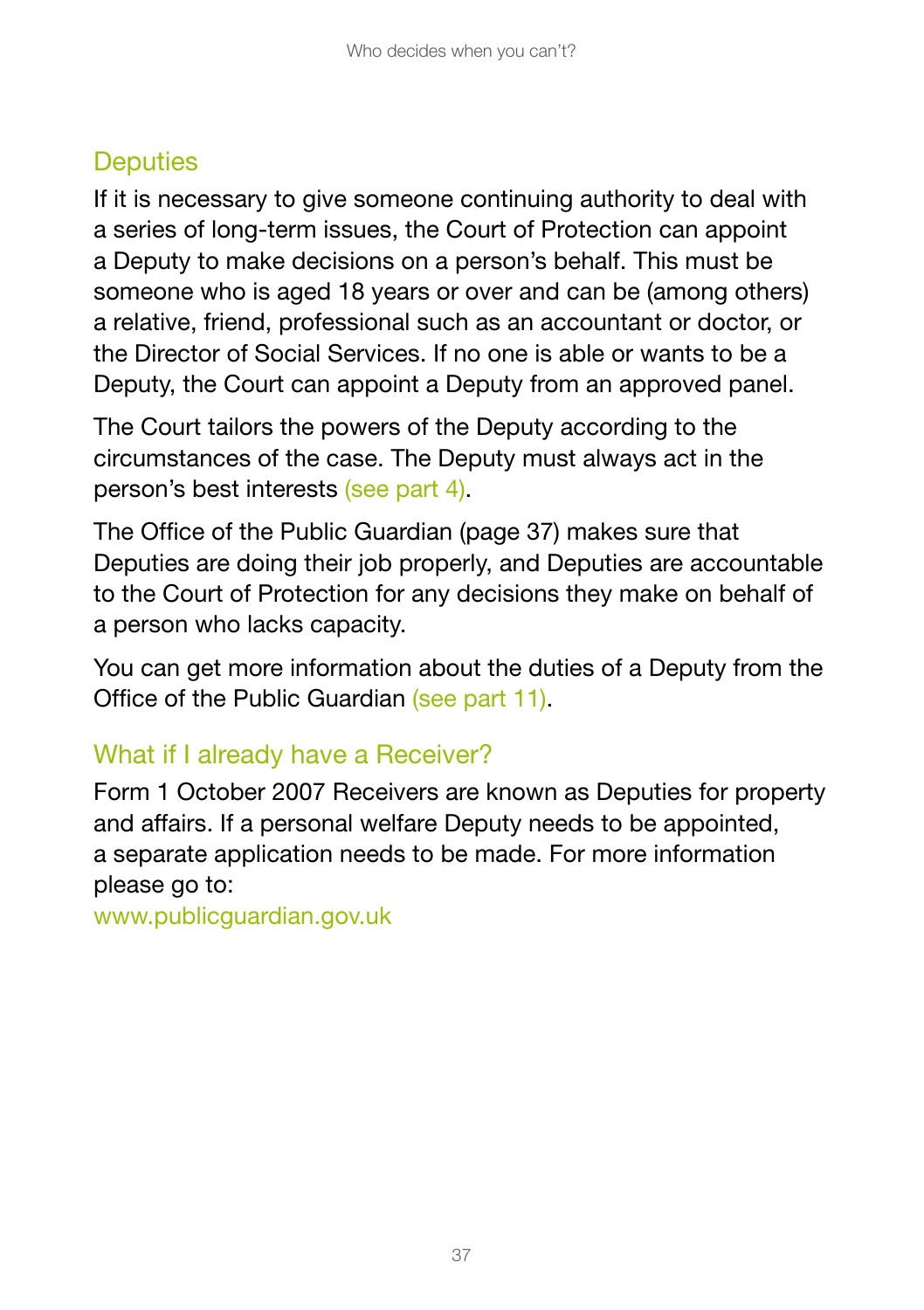## Deputies

If it is necessary to give someone continuing authority to deal with a series of long-term issues, the Court of Protection can appoint a Deputy to make decisions on a person's behalf. This must be someone who is aged 18 years or over and can be (among others) a relative, friend, professional such as an accountant or doctor, or the Director of Social Services. If no one is able or wants to be a Deputy, the Court can appoint a Deputy from an approved panel.

The Court tailors the powers of the Deputy according to the circumstances of the case. The Deputy must always act in the person's best interests (see part 4).

The Office of the Public Guardian (page 37) makes sure that Deputies are doing their job properly, and Deputies are accountable to the Court of Protection for any decisions they make on behalf of a person who lacks capacity.

You can get more information about the duties of a Deputy from the Office of the Public Guardian (see part 11).

## What if I already have a Receiver?

Form 1 October 2007 Receivers are known as Deputies for property and affairs. If a personal welfare Deputy needs to be appointed, a separate application needs to be made. For more information please go to:
www.publicguardian.gov.uk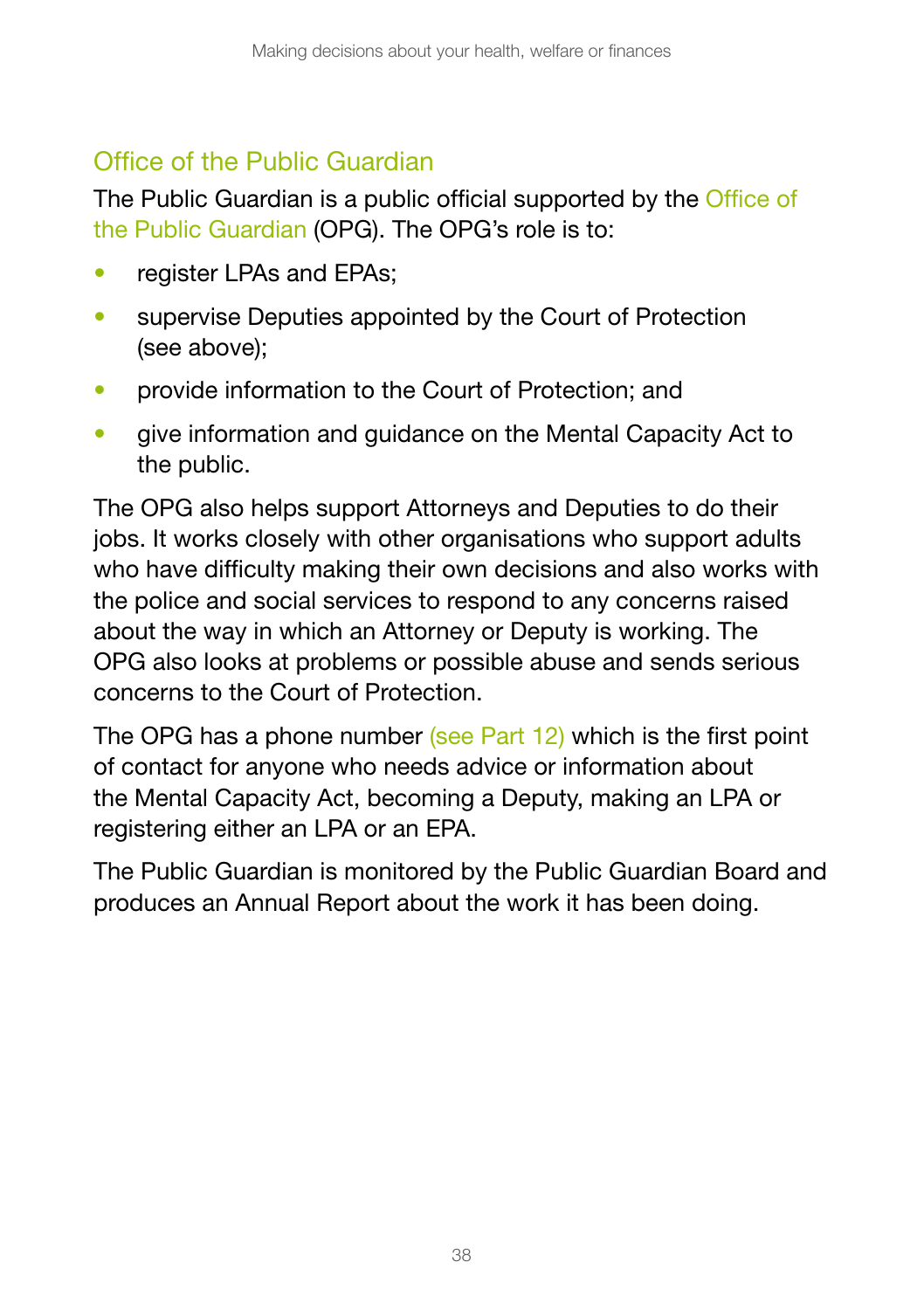## Office of the Public Guardian

The Public Guardian is a public official supported by the Office of the Public Guardian (OPG). The OPG's role is to:

- register LPAs and EPAs;
- supervise Deputies appointed by the Court of Protection (see above);
- provide information to the Court of Protection; and
- give information and guidance on the Mental Capacity Act to the public.

The OPG also helps support Attorneys and Deputies to do their jobs. It works closely with other organisations who support adults who have difficulty making their own decisions and also works with the police and social services to respond to any concerns raised about the way in which an Attorney or Deputy is working. The OPG also looks at problems or possible abuse and sends serious concerns to the Court of Protection.

The OPG has a phone number (see Part 12) which is the first point of contact for anyone who needs advice or information about the Mental Capacity Act, becoming a Deputy, making an LPA or registering either an LPA or an EPA.

The Public Guardian is monitored by the Public Guardian Board and produces an Annual Report about the work it has been doing.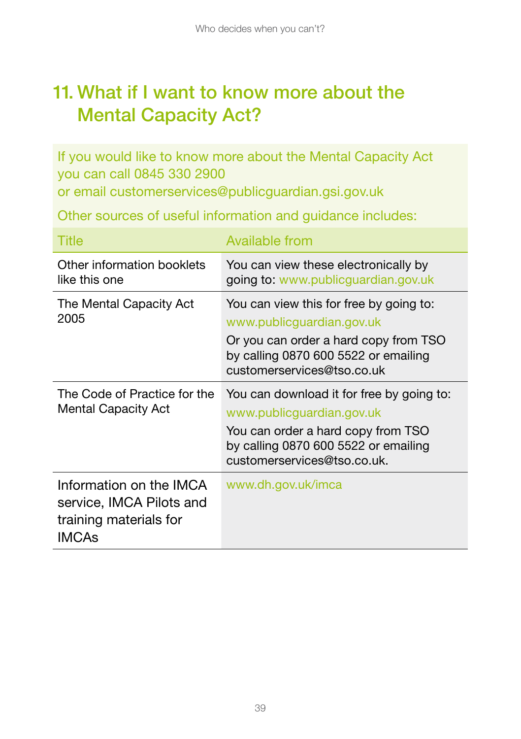## 11. What if I want to know more about the Mental Capacity Act?

If you would like to know more about the Mental Capacity Act you can call 0845 330 2900
or email customerservices@publicguardian.gsi.gov.uk

Other sources of useful information and guidance includes:

| Title | Available from |
|---|---|
| Other information booklets like this one | You can view these electronically by going to: www.publicguardian.gov.uk |
| The Mental Capacity Act 2005 | You can view this for free by going to: www.publicguardian.gov.uk Or you can order a hard copy from TSO by calling 0870 600 5522 or emailing customerservices@tso.co.uk |
| The Code of Practice for the Mental Capacity Act | You can download it for free by going to: www.publicguardian.gov.uk You can order a hard copy from TSO by calling 0870 600 5522 or emailing customerservices@tso.co.uk. |
| Information on the IMCA service, IMCA Pilots and training materials for IMCAs | www.dh.gov.uk/imca |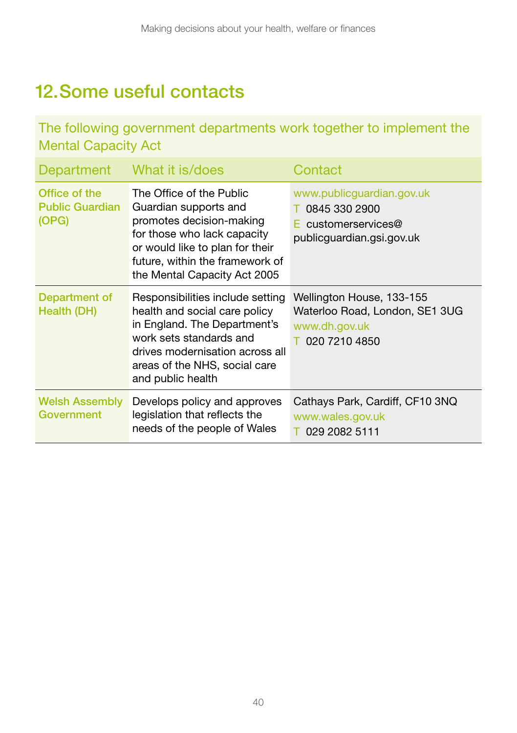## 12. Some useful contacts

The following government departments work together to implement the Mental Capacity Act

| Department | What it is/does | Contact |
|---|---|---|
| Office of the Public Guardian (OPG) | The Office of the Public Guardian supports and promotes decision-making for those who lack capacity or would like to plan for their future, within the framework of the Mental Capacity Act 2005 | www.publicguardian.gov.uk<br>T 0845 330 2900<br>E customerservices@publicguardian.gsi.gov.uk |
| Department of Health (DH) | Responsibilities include setting health and social care policy in England. The Department's work sets standards and drives modernisation across all areas of the NHS, social care and public health | Wellington House, 133-155 Waterloo Road, London, SE1 3UG<br>www.dh.gov.uk<br>T 020 7210 4850 |
| Welsh Assembly Government | Develops policy and approves legislation that reflects the needs of the people of Wales | Cathays Park, Cardiff, CF10 3NQ<br>www.wales.gov.uk<br>T 029 2082 5111 |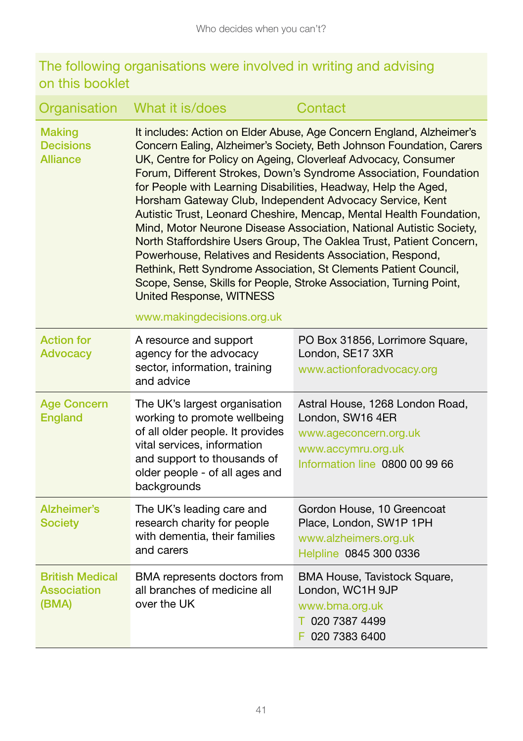## The following organisations were involved in writing and advising on this booklet

| Organisation | What it is/does | Contact |
|---|---|---|
| Making Decisions Alliance | It includes: Action on Elder Abuse, Age Concern England, Alzheimer's Concern Ealing, Alzheimer's Society, Beth Johnson Foundation, Carers UK, Centre for Policy on Ageing, Cloverleaf Advocacy, Consumer Forum, Different Strokes, Down's Syndrome Association, Foundation for People with Learning Disabilities, Headway, Help the Aged, Horsham Gateway Club, Independent Advocacy Service, Kent Autistic Trust, Leonard Cheshire, Mencap, Mental Health Foundation, Mind, Motor Neurone Disease Association, National Autistic Society, North Staffordshire Users Group, The Oaklea Trust, Patient Concern, Powerhouse, Relatives and Residents Association, Respond, Rethink, Rett Syndrome Association, St Clements Patient Council, Scope, Sense, Skills for People, Stroke Association, Turning Point, United Response, WITNESS<br><br>www.makingdecisions.org.uk | |
| Action for Advocacy | A resource and support agency for the advocacy sector, information, training and advice | PO Box 31856, Lorrimore Square, London, SE17 3XR<br>www.actionforadvocacy.org |
| Age Concern England | The UK's largest organisation working to promote wellbeing of all older people. It provides vital services, information and support to thousands of older people - of all ages and backgrounds | Astral House, 1268 London Road, London, SW16 4ER<br>www.ageconcern.org.uk<br>www.accymru.org.uk<br>Information line 0800 00 99 66 |
| Alzheimer's Society | The UK's leading care and research charity for people with dementia, their families and carers | Gordon House, 10 Greencoat Place, London, SW1P 1PH<br>www.alzheimers.org.uk<br>Helpline 0845 300 0336 |
| British Medical Association (BMA) | BMA represents doctors from all branches of medicine all over the UK | BMA House, Tavistock Square, London, WC1H 9JP<br>www.bma.org.uk<br>T 020 7387 4499<br>F 020 7383 6400 |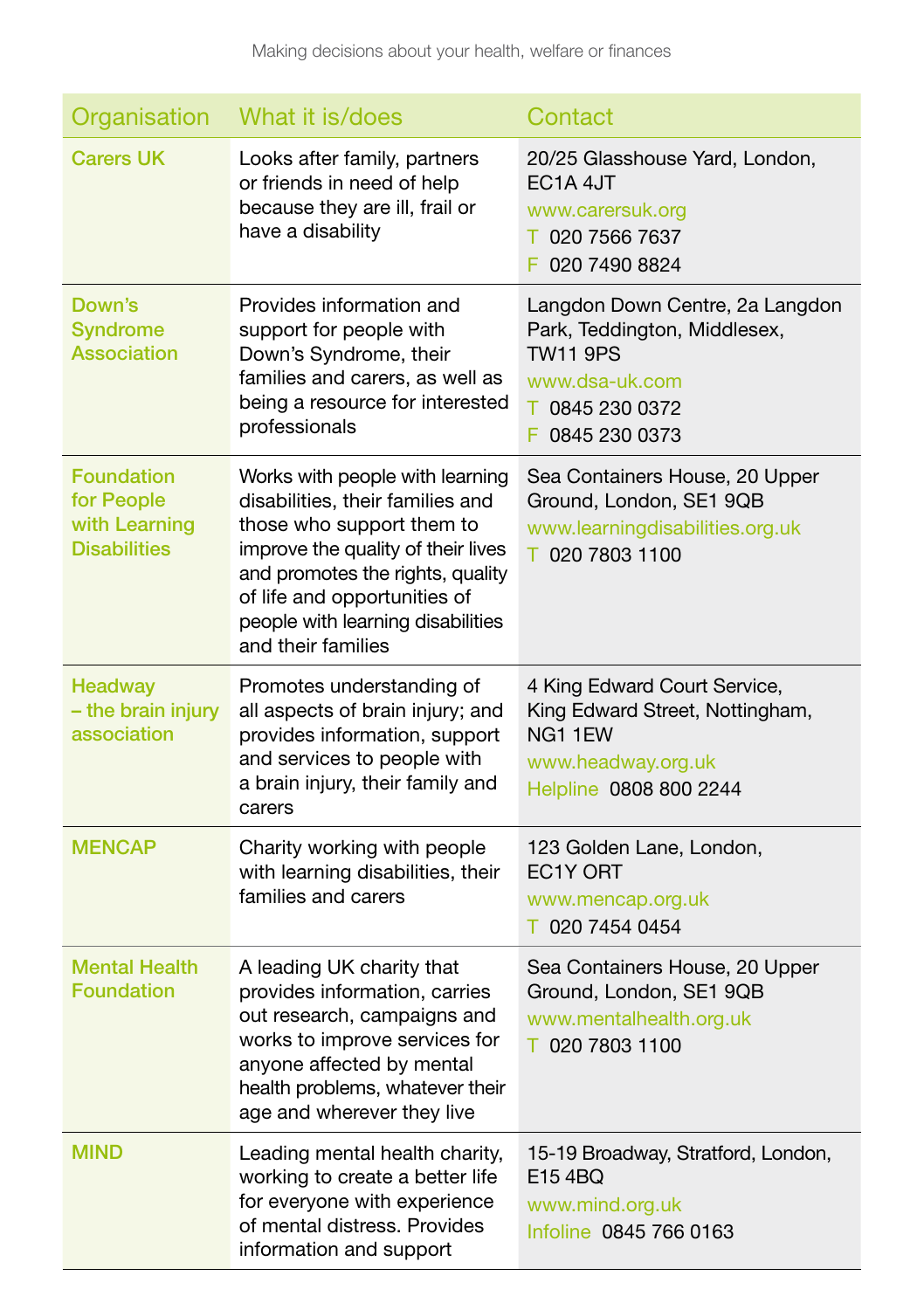| Organisation | What it is/does | Contact |
| --- | --- | --- |
| Carers UK | Looks after family, partners or friends in need of help because they are ill, frail or have a disability | 20/25 Glasshouse Yard, London, EC1A 4JT<br>www.carersuk.org<br>T 020 7566 7637<br>F 020 7490 8824 |
| Down's Syndrome Association | Provides information and support for people with Down's Syndrome, their families and carers, as well as being a resource for interested professionals | Langdon Down Centre, 2a Langdon Park, Teddington, Middlesex, TW11 9PS<br>www.dsa-uk.com<br>T 0845 230 0372<br>F 0845 230 0373 |
| Foundation for People with Learning Disabilities | Works with people with learning disabilities, their families and those who support them to improve the quality of their lives and promotes the rights, quality of life and opportunities of people with learning disabilities and their families | Sea Containers House, 20 Upper Ground, London, SE1 9QB<br>www.learningdisabilities.org.uk<br>T 020 7803 1100 |
| Headway – the brain injury association | Promotes understanding of all aspects of brain injury; and provides information, support and services to people with a brain injury, their family and carers | 4 King Edward Court Service, King Edward Street, Nottingham, NG1 1EW<br>www.headway.org.uk<br>Helpline 0808 800 2244 |
| MENCAP | Charity working with people with learning disabilities, their families and carers | 123 Golden Lane, London, EC1Y ORT<br>www.mencap.org.uk<br>T 020 7454 0454 |
| Mental Health Foundation | A leading UK charity that provides information, carries out research, campaigns and works to improve services for anyone affected by mental health problems, whatever their age and wherever they live | Sea Containers House, 20 Upper Ground, London, SE1 9QB<br>www.mentalhealth.org.uk<br>T 020 7803 1100 |
| MIND | Leading mental health charity, working to create a better life for everyone with experience of mental distress. Provides information and support | 15-19 Broadway, Stratford, London, E15 4BQ<br>www.mind.org.uk<br>Infoline 0845 766 0163 |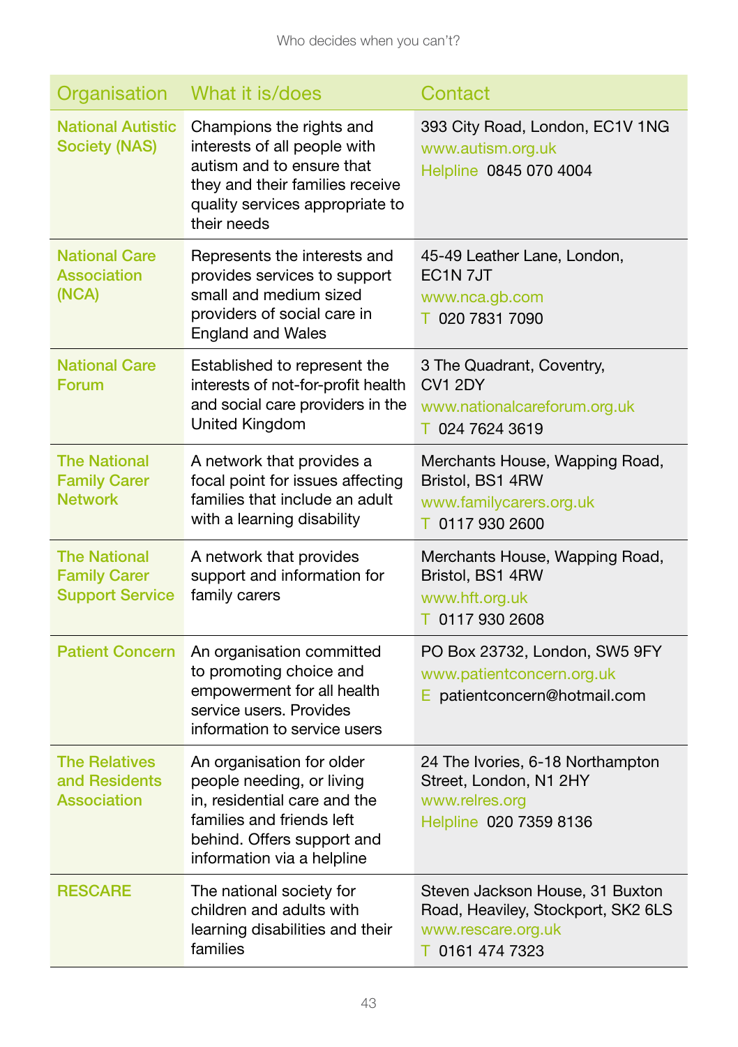| Organisation | What it is/does | Contact |
|---|---|---|
| National Autistic Society (NAS) | Champions the rights and interests of all people with autism and to ensure that they and their families receive quality services appropriate to their needs | 393 City Road, London, EC1V 1NG<br>www.autism.org.uk<br>Helpline 0845 070 4004 |
| National Care Association (NCA) | Represents the interests and provides services to support small and medium sized providers of social care in England and Wales | 45-49 Leather Lane, London, EC1N 7JT<br>www.nca.gb.com<br>T 020 7831 7090 |
| National Care Forum | Established to represent the interests of not-for-profit health and social care providers in the United Kingdom | 3 The Quadrant, Coventry, CV1 2DY<br>www.nationalcareforum.org.uk<br>T 024 7624 3619 |
| The National Family Carer Network | A network that provides a focal point for issues affecting families that include an adult with a learning disability | Merchants House, Wapping Road, Bristol, BS1 4RW<br>www.familycarers.org.uk<br>T 0117 930 2600 |
| The National Family Carer Support Service | A network that provides support and information for family carers | Merchants House, Wapping Road, Bristol, BS1 4RW<br>www.hft.org.uk<br>T 0117 930 2608 |
| Patient Concern | An organisation committed to promoting choice and empowerment for all health service users. Provides information to service users | PO Box 23732, London, SW5 9FY<br>www.patientconcern.org.uk<br>E patientconcern@hotmail.com |
| The Relatives and Residents Association | An organisation for older people needing, or living in, residential care and the families and friends left behind. Offers support and information via a helpline | 24 The Ivories, 6-18 Northampton Street, London, N1 2HY<br>www.relres.org<br>Helpline 020 7359 8136 |
| RESCARE | The national society for children and adults with learning disabilities and their families | Steven Jackson House, 31 Buxton Road, Heaviley, Stockport, SK2 6LS<br>www.rescare.org.uk<br>T 0161 474 7323 |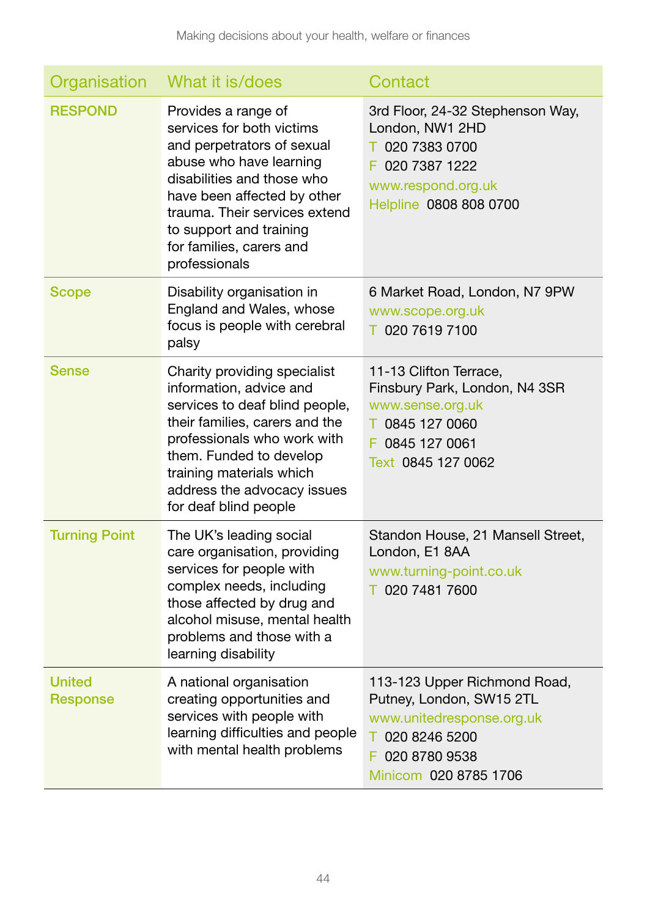| Organisation | What it is/does | Contact |
| --- | --- | --- |
| **RESPOND** | Provides a range of services for both victims and perpetrators of sexual abuse who have learning disabilities and those who have been affected by other trauma. Their services extend to support and training for families, carers and professionals | 3rd Floor, 24-32 Stephenson Way, London, NW1 2HD<br>T 020 7383 0700<br>F 020 7387 1222<br>www.respond.org.uk<br>Helpline 0808 808 0700 |
| **Scope** | Disability organisation in England and Wales, whose focus is people with cerebral palsy | 6 Market Road, London, N7 9PW<br>www.scope.org.uk<br>T 020 7619 7100 |
| **Sense** | Charity providing specialist information, advice and services to deaf blind people, their families, carers and the professionals who work with them. Funded to develop training materials which address the advocacy issues for deaf blind people | 11-13 Clifton Terrace, Finsbury Park, London, N4 3SR<br>www.sense.org.uk<br>T 0845 127 0060<br>F 0845 127 0061<br>Text 0845 127 0062 |
| **Turning Point** | The UK's leading social care organisation, providing services for people with complex needs, including those affected by drug and alcohol misuse, mental health problems and those with a learning disability | Standon House, 21 Mansell Street, London, E1 8AA<br>www.turning-point.co.uk<br>T 020 7481 7600 |
| **United Response** | A national organisation creating opportunities and services with people with learning difficulties and people with mental health problems | 113-123 Upper Richmond Road, Putney, London, SW15 2TL<br>www.unitedresponse.org.uk<br>T 020 8246 5200<br>F 020 8780 9538<br>Minicom 020 8785 1706 |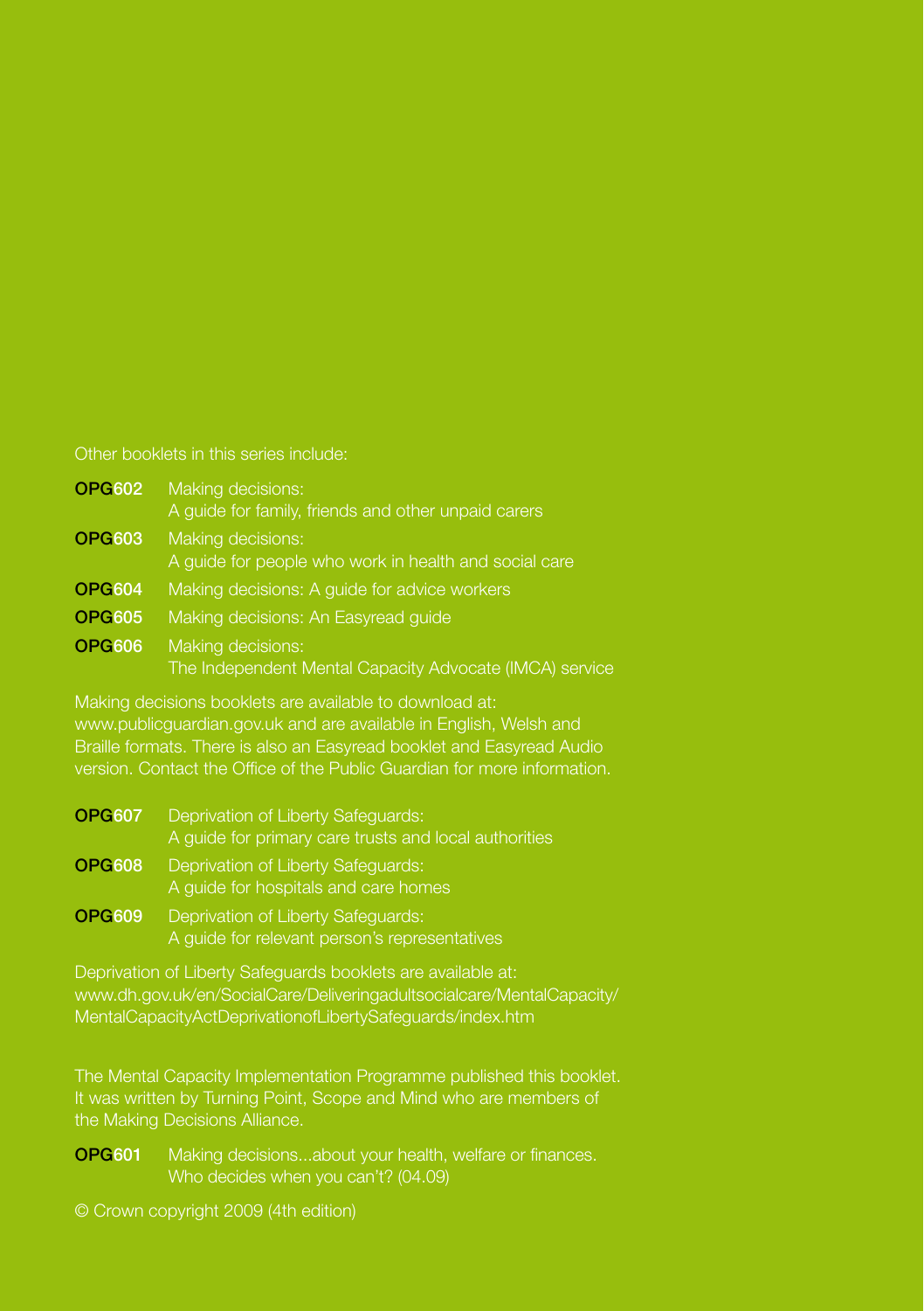Other booklets in this series include:

**OPG602** Making decisions:
A guide for family, friends and other unpaid carers

**OPG603** Making decisions:
A guide for people who work in health and social care

**OPG604** Making decisions: A guide for advice workers

**OPG605** Making decisions: An Easyread guide

**OPG606** Making decisions:
The Independent Mental Capacity Advocate (IMCA) service

Making decisions booklets are available to download at: www.publicguardian.gov.uk and are available in English, Welsh and Braille formats. There is also an Easyread booklet and Easyread Audio version. Contact the Office of the Public Guardian for more information.

**OPG607** Deprivation of Liberty Safeguards:
A guide for primary care trusts and local authorities

**OPG608** Deprivation of Liberty Safeguards:
A guide for hospitals and care homes

**OPG609** Deprivation of Liberty Safeguards:
A guide for relevant person's representatives

Deprivation of Liberty Safeguards booklets are available at: www.dh.gov.uk/en/SocialCare/Deliveringadultsocialcare/MentalCapacity/MentalCapacityActDeprivationofLibertySafeguards/index.htm

The Mental Capacity Implementation Programme published this booklet. It was written by Turning Point, Scope and Mind who are members of the Making Decisions Alliance.

**OPG601** Making decisions...about your health, welfare or finances. Who decides when you can't? (04.09)

© Crown copyright 2009 (4th edition)